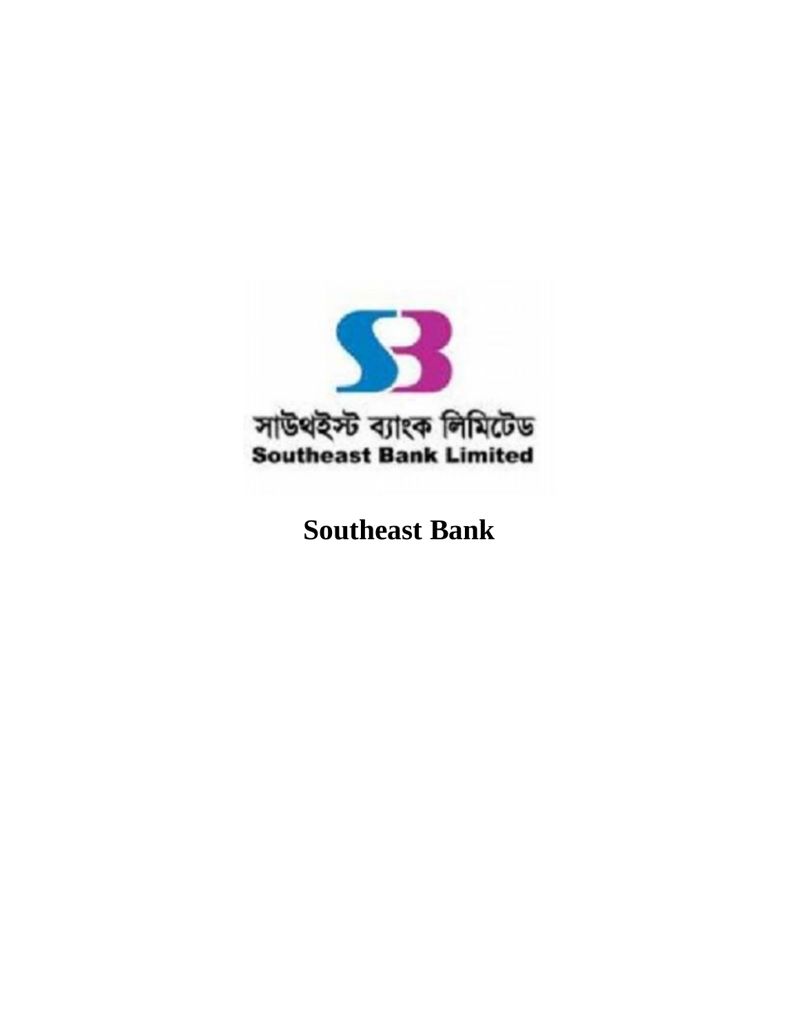# Southeast Bank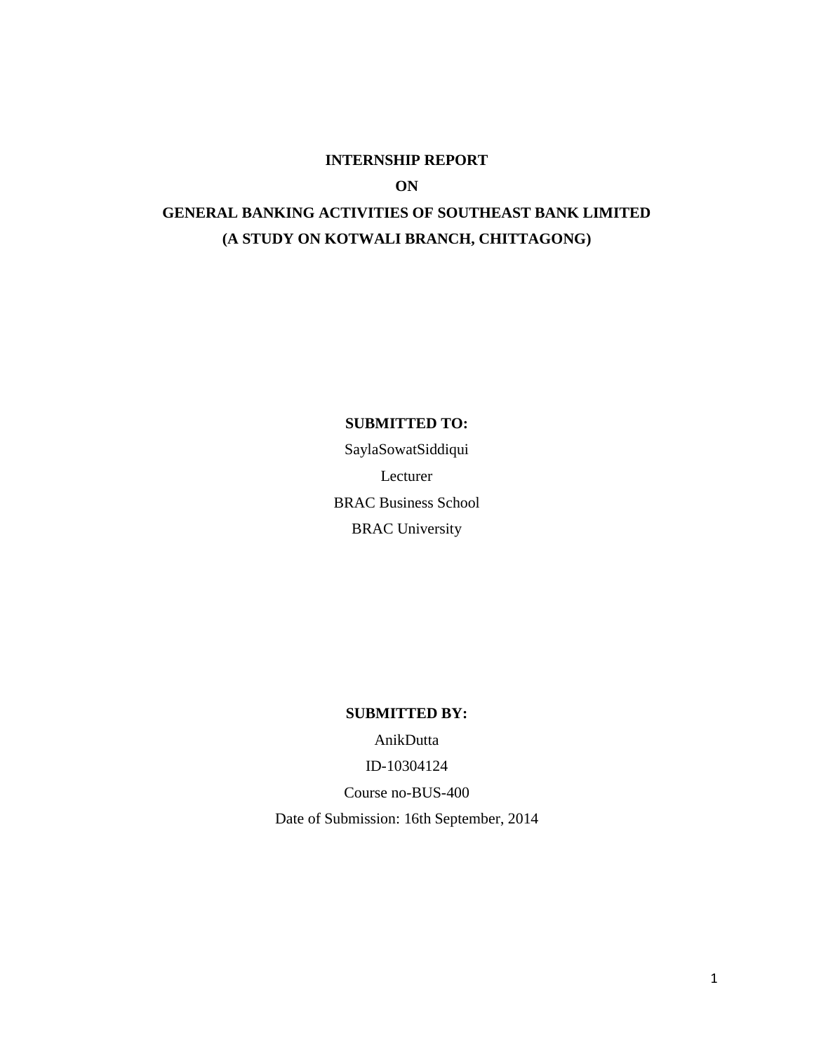**INTERNSHIP REPORT**

**ON**

**GENERAL BANKING ACTIVITIES OF SOUTHEAST BANK LIMITED**

**(A STUDY ON KOTWALI BRANCH, CHITTAGONG)**

**SUBMITTED TO:**

SaylaSowatSiddiqui

Lecturer

BRAC Business School

BRAC University

**SUBMITTED BY:**

AnikDutta

ID-10304124

Course no-BUS-400

Date of Submission: 16th September, 2014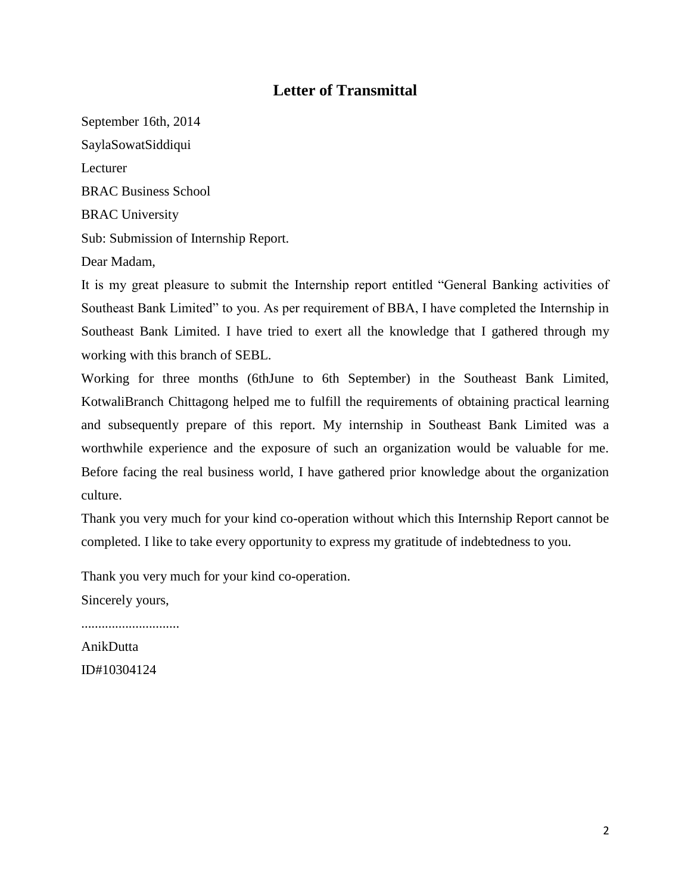## Letter of Transmittal

September 16th, 2014

SaylaSowatSiddiqui

Lecturer

BRAC Business School

BRAC University

Sub: Submission of Internship Report.

Dear Madam,

It is my great pleasure to submit the Internship report entitled "General Banking activities of Southeast Bank Limited" to you. As per requirement of BBA, I have completed the Internship in Southeast Bank Limited. I have tried to exert all the knowledge that I gathered through my working with this branch of SEBL.

Working for three months (6thJune to 6th September) in the Southeast Bank Limited, KotwaliBranch Chittagong helped me to fulfill the requirements of obtaining practical learning and subsequently prepare of this report. My internship in Southeast Bank Limited was a worthwhile experience and the exposure of such an organization would be valuable for me. Before facing the real business world, I have gathered prior knowledge about the organization culture.

Thank you very much for your kind co-operation without which this Internship Report cannot be completed. I like to take every opportunity to express my gratitude of indebtedness to you.

Thank you very much for your kind co-operation.

Sincerely yours,

.............................

AnikDutta

ID#10304124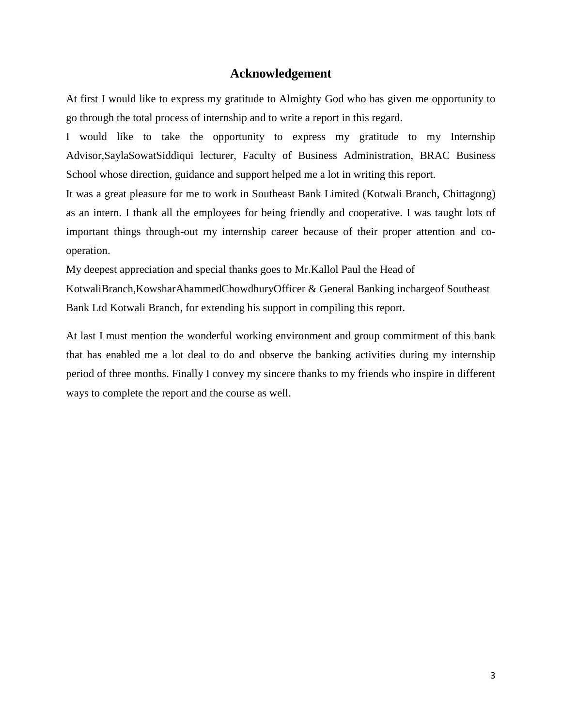# Acknowledgement

At first I would like to express my gratitude to Almighty God who has given me opportunity to go through the total process of internship and to write a report in this regard.

I would like to take the opportunity to express my gratitude to my Internship Advisor,SaylaSowatSiddiqui lecturer, Faculty of Business Administration, BRAC Business School whose direction, guidance and support helped me a lot in writing this report.

It was a great pleasure for me to work in Southeast Bank Limited (Kotwali Branch, Chittagong) as an intern. I thank all the employees for being friendly and cooperative. I was taught lots of important things through-out my internship career because of their proper attention and co-operation.

My deepest appreciation and special thanks goes to Mr.Kallol Paul the Head of KotwaliBranch,KowsharAhammedChowdhuryOfficer & General Banking inchargeof Southeast Bank Ltd Kotwali Branch, for extending his support in compiling this report.

At last I must mention the wonderful working environment and group commitment of this bank that has enabled me a lot deal to do and observe the banking activities during my internship period of three months. Finally I convey my sincere thanks to my friends who inspire in different ways to complete the report and the course as well.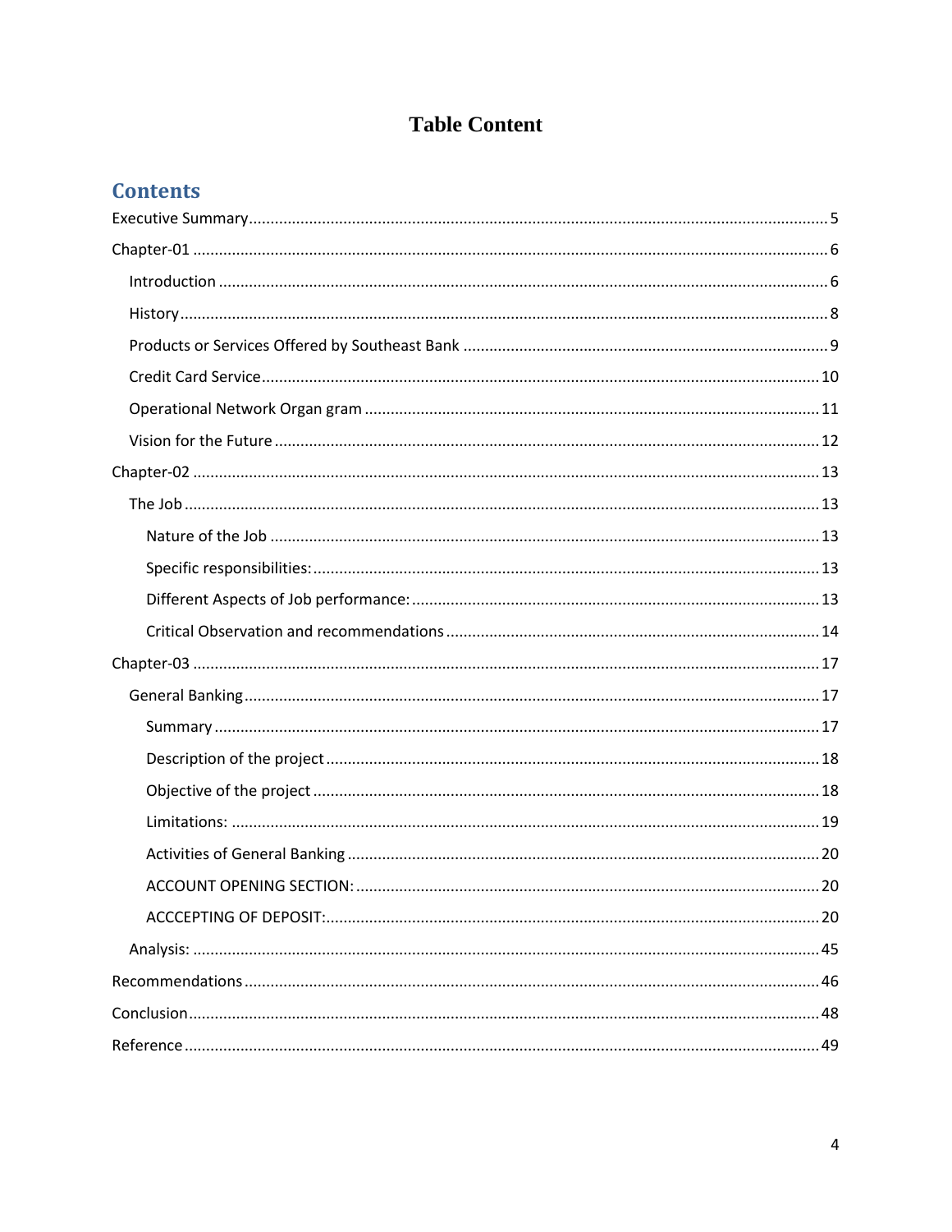# Table Content

## Contents

Executive Summary .......... 5

Chapter-01 .......... 6

- Introduction .......... 6
- History .......... 8
- Products or Services Offered by Southeast Bank .......... 9
- Credit Card Service .......... 10
- Operational Network Organ gram .......... 11
- Vision for the Future .......... 12

Chapter-02 .......... 13

- The Job .......... 13
  - Nature of the Job .......... 13
  - Specific responsibilities: .......... 13
  - Different Aspects of Job performance: .......... 13
  - Critical Observation and recommendations .......... 14

Chapter-03 .......... 17

- General Banking .......... 17
  - Summary .......... 17
  - Description of the project .......... 18
  - Objective of the project .......... 18
  - Limitations: .......... 19
  - Activities of General Banking .......... 20
  - ACCOUNT OPENING SECTION: .......... 20
  - ACCCEPTING OF DEPOSIT: .......... 20
- Analysis: .......... 45

Recommendations .......... 46

Conclusion .......... 48

Reference .......... 49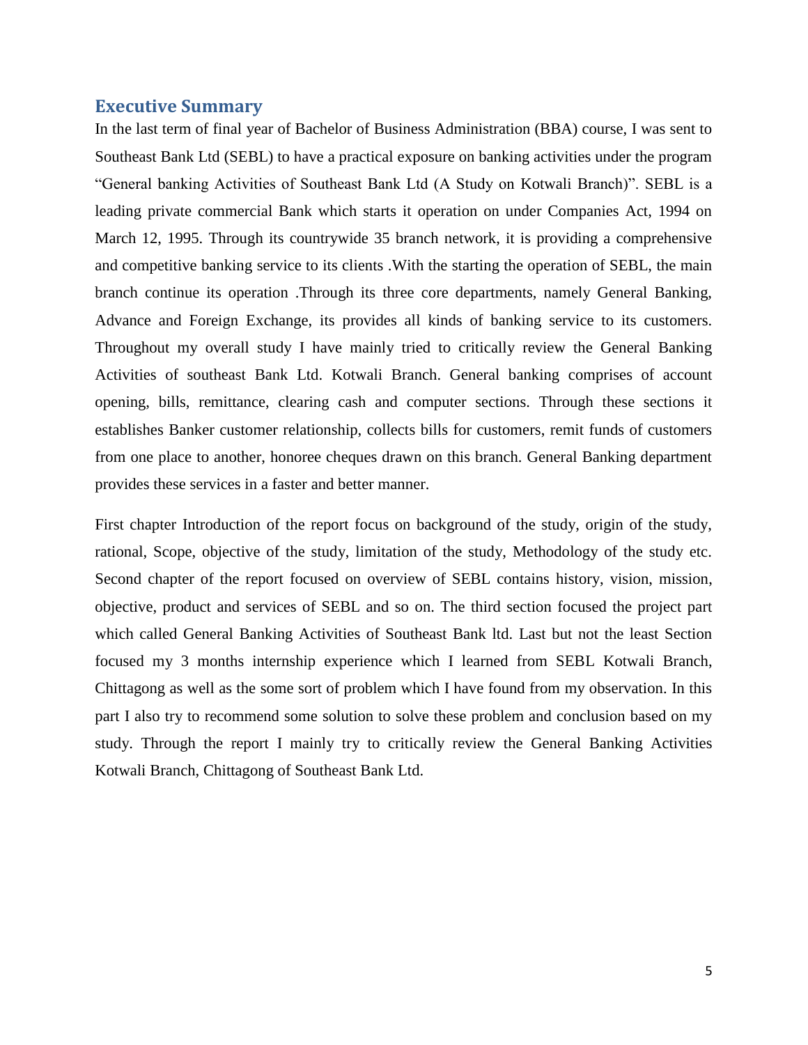## Executive Summary

In the last term of final year of Bachelor of Business Administration (BBA) course, I was sent to Southeast Bank Ltd (SEBL) to have a practical exposure on banking activities under the program "General banking Activities of Southeast Bank Ltd (A Study on Kotwali Branch)". SEBL is a leading private commercial Bank which starts it operation on under Companies Act, 1994 on March 12, 1995. Through its countrywide 35 branch network, it is providing a comprehensive and competitive banking service to its clients .With the starting the operation of SEBL, the main branch continue its operation .Through its three core departments, namely General Banking, Advance and Foreign Exchange, its provides all kinds of banking service to its customers. Throughout my overall study I have mainly tried to critically review the General Banking Activities of southeast Bank Ltd. Kotwali Branch. General banking comprises of account opening, bills, remittance, clearing cash and computer sections. Through these sections it establishes Banker customer relationship, collects bills for customers, remit funds of customers from one place to another, honoree cheques drawn on this branch. General Banking department provides these services in a faster and better manner.

First chapter Introduction of the report focus on background of the study, origin of the study, rational, Scope, objective of the study, limitation of the study, Methodology of the study etc. Second chapter of the report focused on overview of SEBL contains history, vision, mission, objective, product and services of SEBL and so on. The third section focused the project part which called General Banking Activities of Southeast Bank ltd. Last but not the least Section focused my 3 months internship experience which I learned from SEBL Kotwali Branch, Chittagong as well as the some sort of problem which I have found from my observation. In this part I also try to recommend some solution to solve these problem and conclusion based on my study. Through the report I mainly try to critically review the General Banking Activities Kotwali Branch, Chittagong of Southeast Bank Ltd.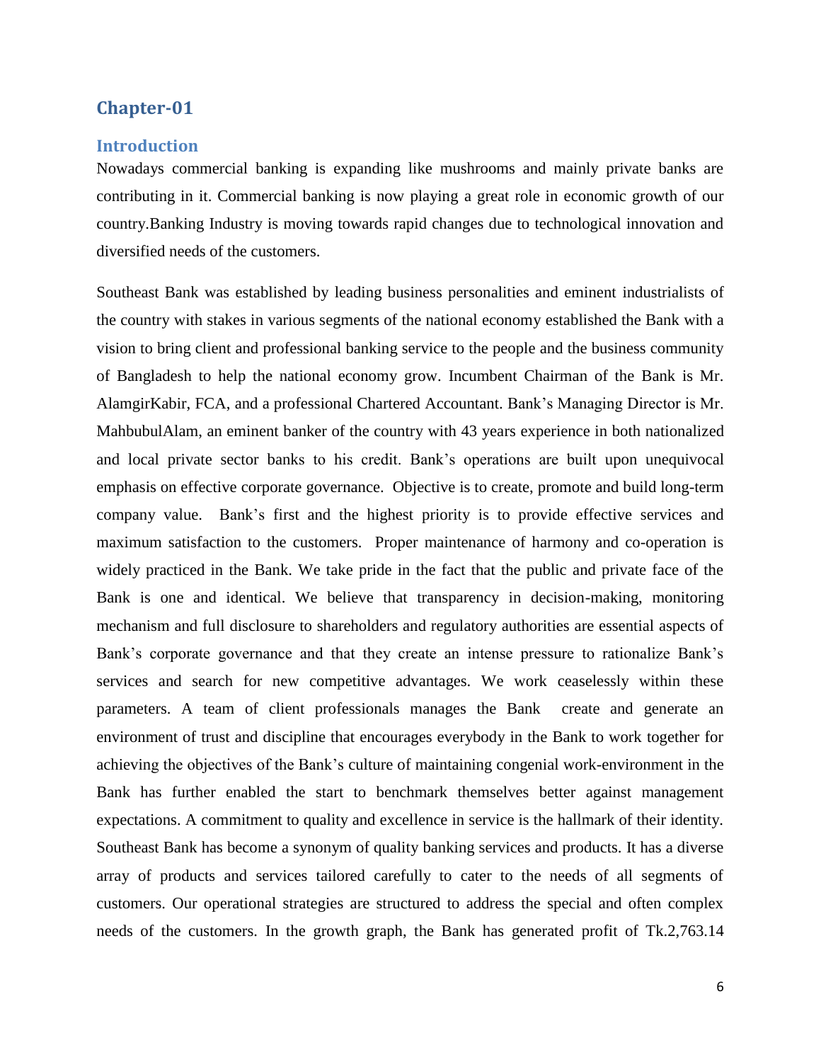# Chapter-01

## Introduction

Nowadays commercial banking is expanding like mushrooms and mainly private banks are contributing in it. Commercial banking is now playing a great role in economic growth of our country.Banking Industry is moving towards rapid changes due to technological innovation and diversified needs of the customers.

Southeast Bank was established by leading business personalities and eminent industrialists of the country with stakes in various segments of the national economy established the Bank with a vision to bring client and professional banking service to the people and the business community of Bangladesh to help the national economy grow. Incumbent Chairman of the Bank is Mr. AlamgirKabir, FCA, and a professional Chartered Accountant. Bank's Managing Director is Mr. MahbubulAlam, an eminent banker of the country with 43 years experience in both nationalized and local private sector banks to his credit. Bank's operations are built upon unequivocal emphasis on effective corporate governance. Objective is to create, promote and build long-term company value. Bank's first and the highest priority is to provide effective services and maximum satisfaction to the customers. Proper maintenance of harmony and co-operation is widely practiced in the Bank. We take pride in the fact that the public and private face of the Bank is one and identical. We believe that transparency in decision-making, monitoring mechanism and full disclosure to shareholders and regulatory authorities are essential aspects of Bank's corporate governance and that they create an intense pressure to rationalize Bank's services and search for new competitive advantages. We work ceaselessly within these parameters. A team of client professionals manages the Bank create and generate an environment of trust and discipline that encourages everybody in the Bank to work together for achieving the objectives of the Bank's culture of maintaining congenial work-environment in the Bank has further enabled the start to benchmark themselves better against management expectations. A commitment to quality and excellence in service is the hallmark of their identity. Southeast Bank has become a synonym of quality banking services and products. It has a diverse array of products and services tailored carefully to cater to the needs of all segments of customers. Our operational strategies are structured to address the special and often complex needs of the customers. In the growth graph, the Bank has generated profit of Tk.2,763.14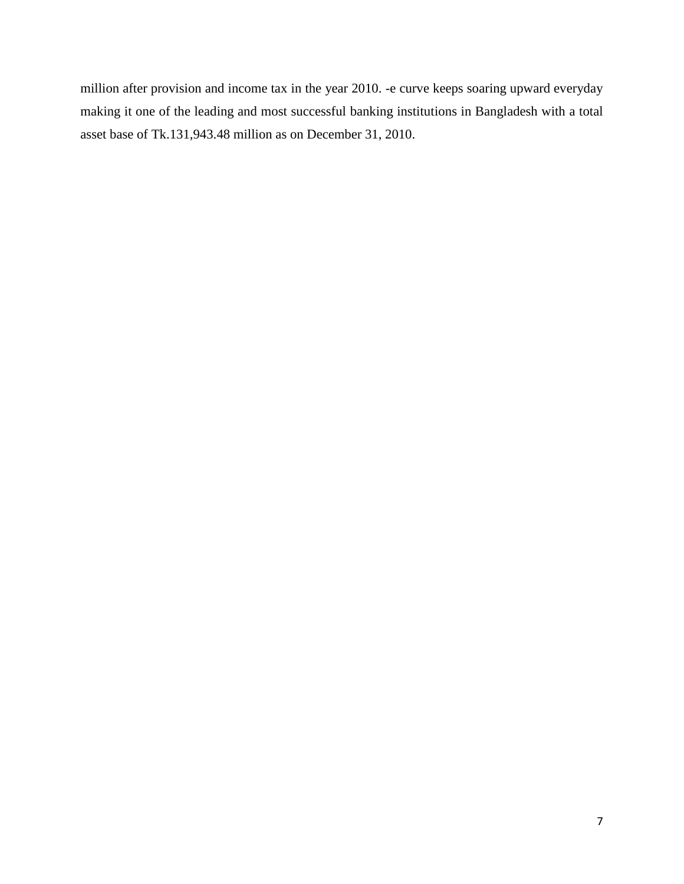million after provision and income tax in the year 2010. -e curve keeps soaring upward everyday making it one of the leading and most successful banking institutions in Bangladesh with a total asset base of Tk.131,943.48 million as on December 31, 2010.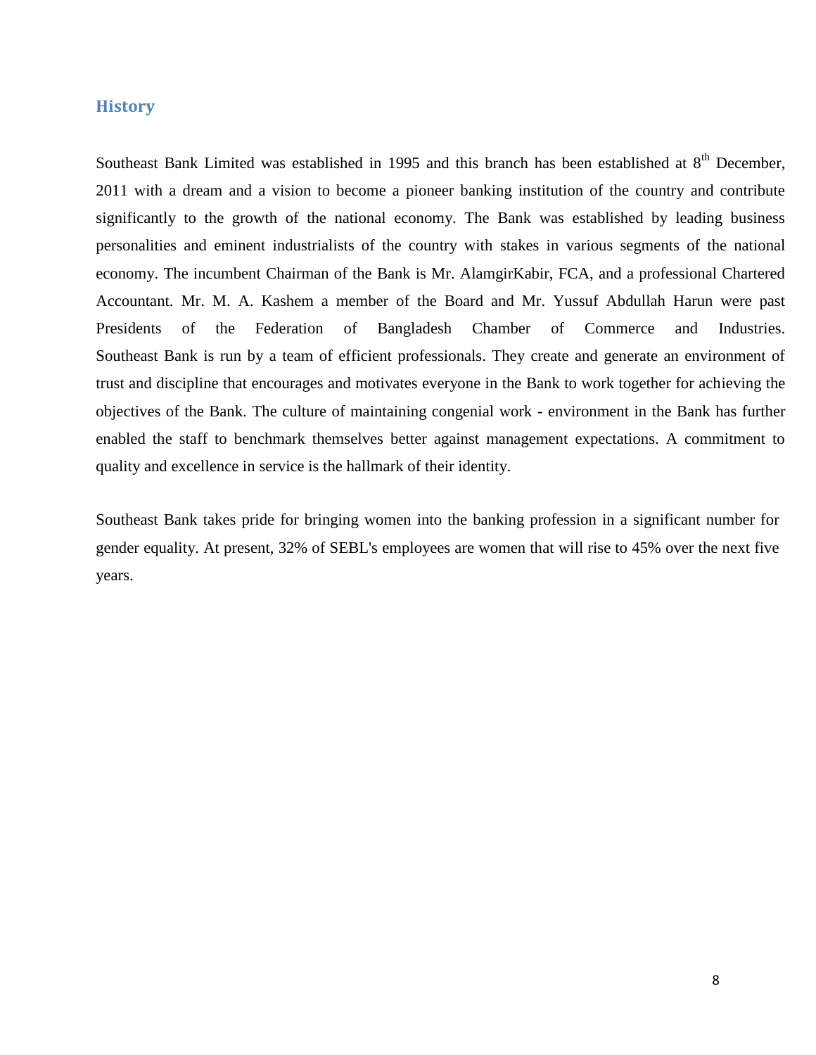## History

Southeast Bank Limited was established in 1995 and this branch has been established at 8th December, 2011 with a dream and a vision to become a pioneer banking institution of the country and contribute significantly to the growth of the national economy. The Bank was established by leading business personalities and eminent industrialists of the country with stakes in various segments of the national economy. The incumbent Chairman of the Bank is Mr. AlamgirKabir, FCA, and a professional Chartered Accountant. Mr. M. A. Kashem a member of the Board and Mr. Yussuf Abdullah Harun were past Presidents of the Federation of Bangladesh Chamber of Commerce and Industries. Southeast Bank is run by a team of efficient professionals. They create and generate an environment of trust and discipline that encourages and motivates everyone in the Bank to work together for achieving the objectives of the Bank. The culture of maintaining congenial work - environment in the Bank has further enabled the staff to benchmark themselves better against management expectations. A commitment to quality and excellence in service is the hallmark of their identity.

Southeast Bank takes pride for bringing women into the banking profession in a significant number for gender equality. At present, 32% of SEBL's employees are women that will rise to 45% over the next five years.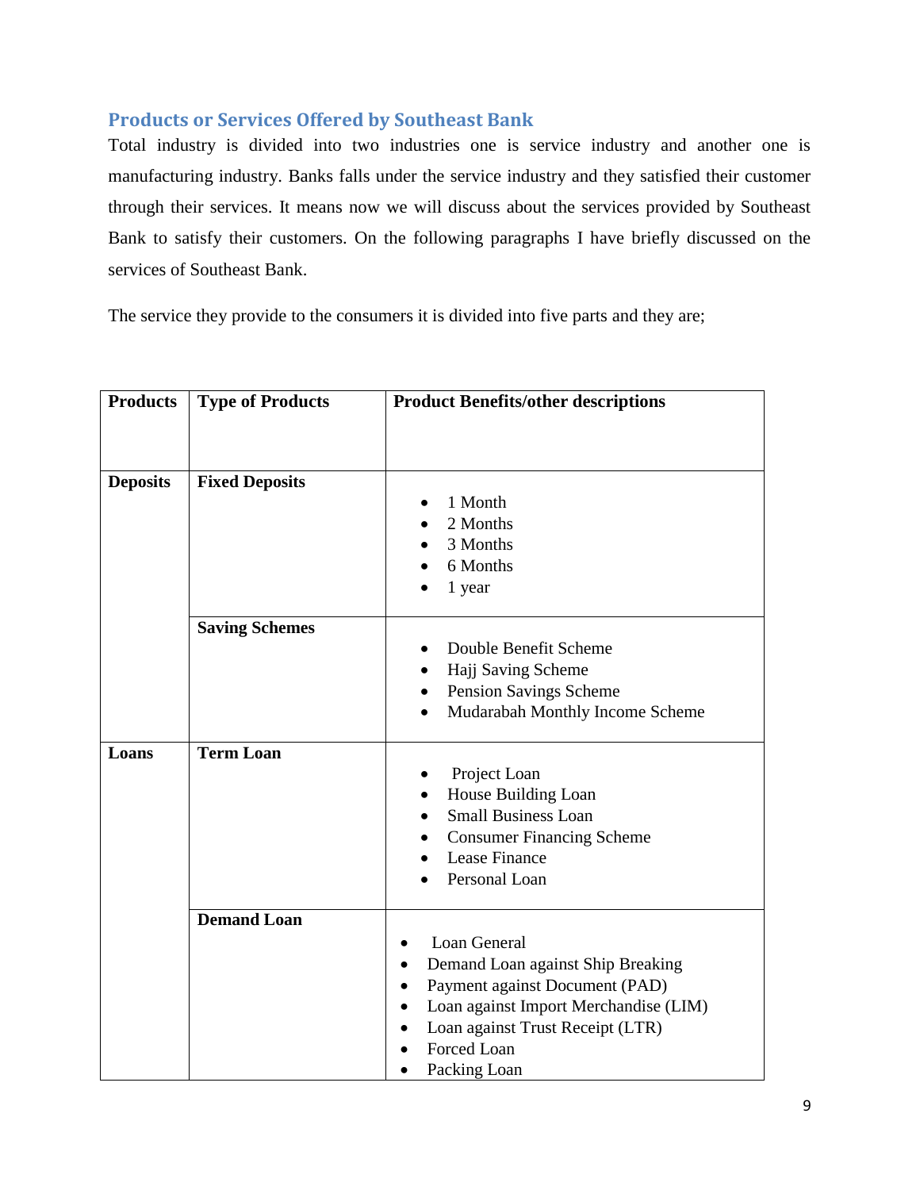## Products or Services Offered by Southeast Bank

Total industry is divided into two industries one is service industry and another one is manufacturing industry. Banks falls under the service industry and they satisfied their customer through their services. It means now we will discuss about the services provided by Southeast Bank to satisfy their customers. On the following paragraphs I have briefly discussed on the services of Southeast Bank.

The service they provide to the consumers it is divided into five parts and they are;

| Products | Type of Products | Product Benefits/other descriptions |
|---|---|---|
| **Deposits** | **Fixed Deposits** | • 1 Month<br>• 2 Months<br>• 3 Months<br>• 6 Months<br>• 1 year |
| | **Saving Schemes** | • Double Benefit Scheme<br>• Hajj Saving Scheme<br>• Pension Savings Scheme<br>• Mudarabah Monthly Income Scheme |
| **Loans** | **Term Loan** | • Project Loan<br>• House Building Loan<br>• Small Business Loan<br>• Consumer Financing Scheme<br>• Lease Finance<br>• Personal Loan |
| | **Demand Loan** | • Loan General<br>• Demand Loan against Ship Breaking<br>• Payment against Document (PAD)<br>• Loan against Import Merchandise (LIM)<br>• Loan against Trust Receipt (LTR)<br>• Forced Loan<br>• Packing Loan |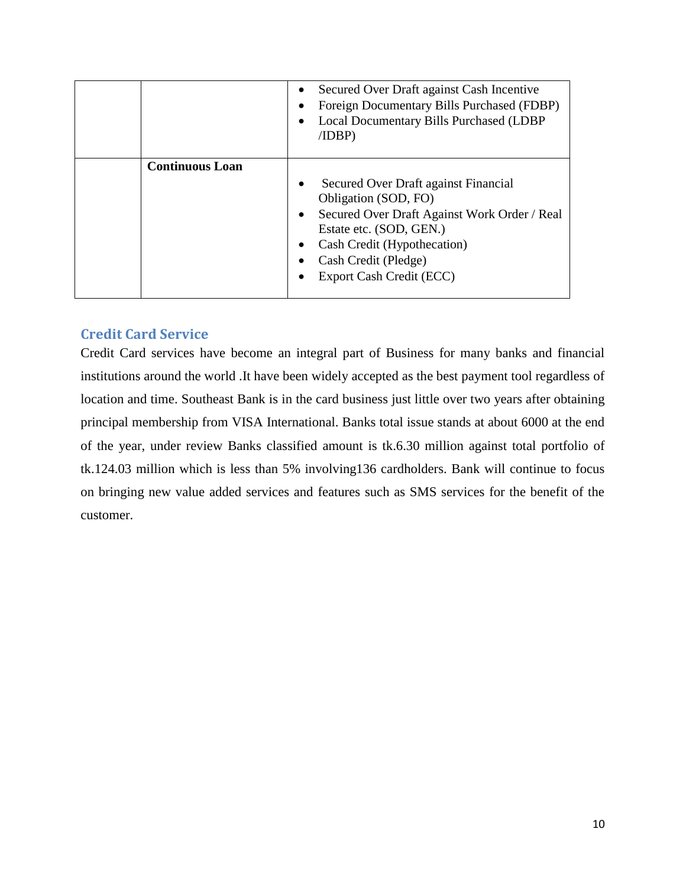| | | |
|---|---|---|
| | | • Secured Over Draft against Cash Incentive<br>• Foreign Documentary Bills Purchased (FDBP)<br>• Local Documentary Bills Purchased (LDBP /IDBP) |
| | **Continuous Loan** | • Secured Over Draft against Financial Obligation (SOD, FO)<br>• Secured Over Draft Against Work Order / Real Estate etc. (SOD, GEN.)<br>• Cash Credit (Hypothecation)<br>• Cash Credit (Pledge)<br>• Export Cash Credit (ECC) |

## Credit Card Service

Credit Card services have become an integral part of Business for many banks and financial institutions around the world .It have been widely accepted as the best payment tool regardless of location and time. Southeast Bank is in the card business just little over two years after obtaining principal membership from VISA International. Banks total issue stands at about 6000 at the end of the year, under review Banks classified amount is tk.6.30 million against total portfolio of tk.124.03 million which is less than 5% involving136 cardholders. Bank will continue to focus on bringing new value added services and features such as SMS services for the benefit of the customer.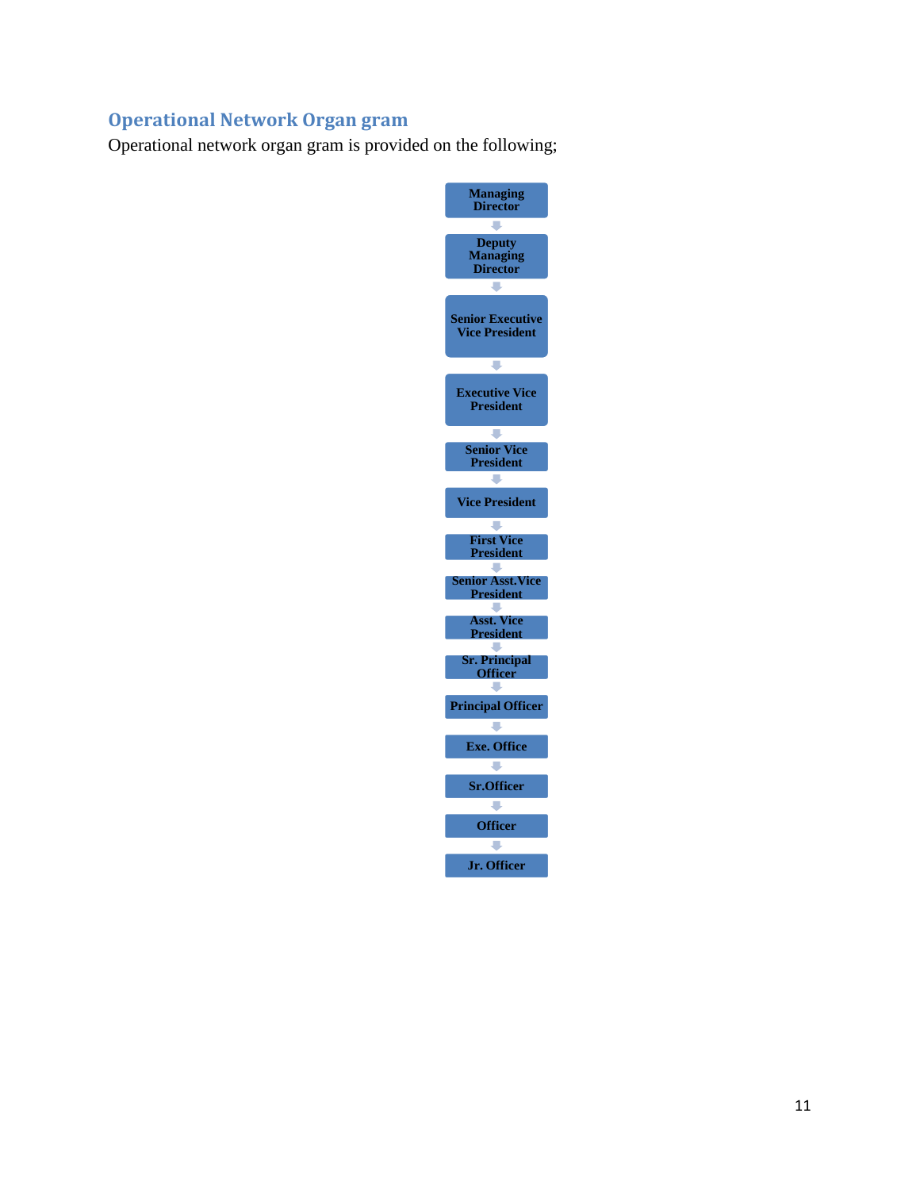## Operational Network Organ gram

Operational network organ gram is provided on the following;

- Managing Director
- ↓
- Deputy Managing Director
- ↓
- Senior Executive Vice President
- ↓
- Executive Vice President
- ↓
- Senior Vice President
- ↓
- Vice President
- ↓
- First Vice President
- ↓
- Senior Asst.Vice President
- ↓
- Asst. Vice President
- ↓
- Sr. Principal Officer
- ↓
- Principal Officer
- ↓
- Exe. Office
- ↓
- Sr.Officer
- ↓
- Officer
- ↓
- Jr. Officer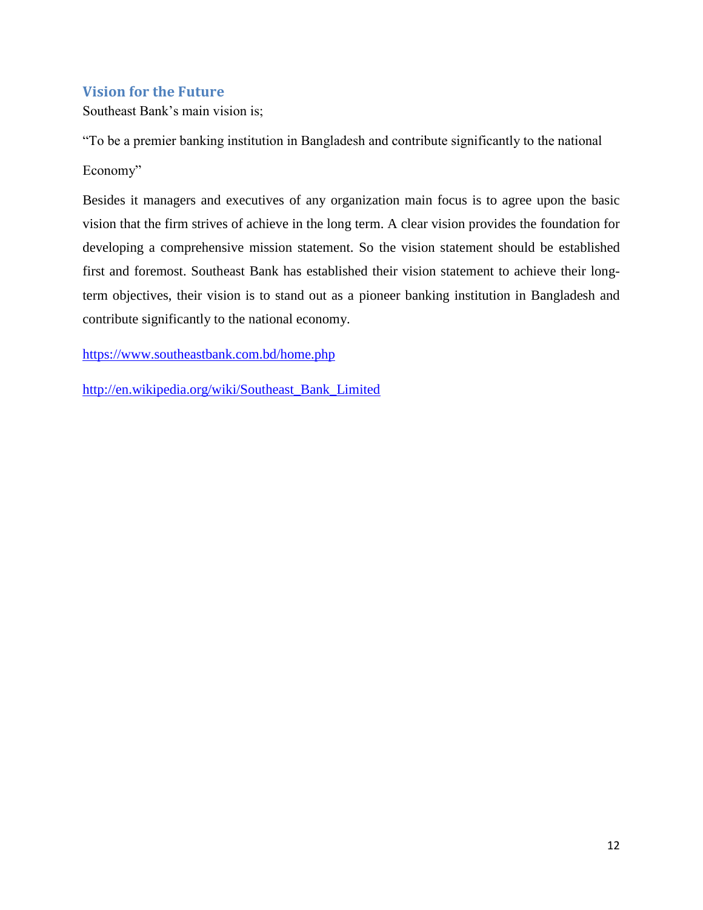## Vision for the Future

Southeast Bank's main vision is;

"To be a premier banking institution in Bangladesh and contribute significantly to the national Economy"

Besides it managers and executives of any organization main focus is to agree upon the basic vision that the firm strives of achieve in the long term. A clear vision provides the foundation for developing a comprehensive mission statement. So the vision statement should be established first and foremost. Southeast Bank has established their vision statement to achieve their long-term objectives, their vision is to stand out as a pioneer banking institution in Bangladesh and contribute significantly to the national economy.

https://www.southeastbank.com.bd/home.php

http://en.wikipedia.org/wiki/Southeast_Bank_Limited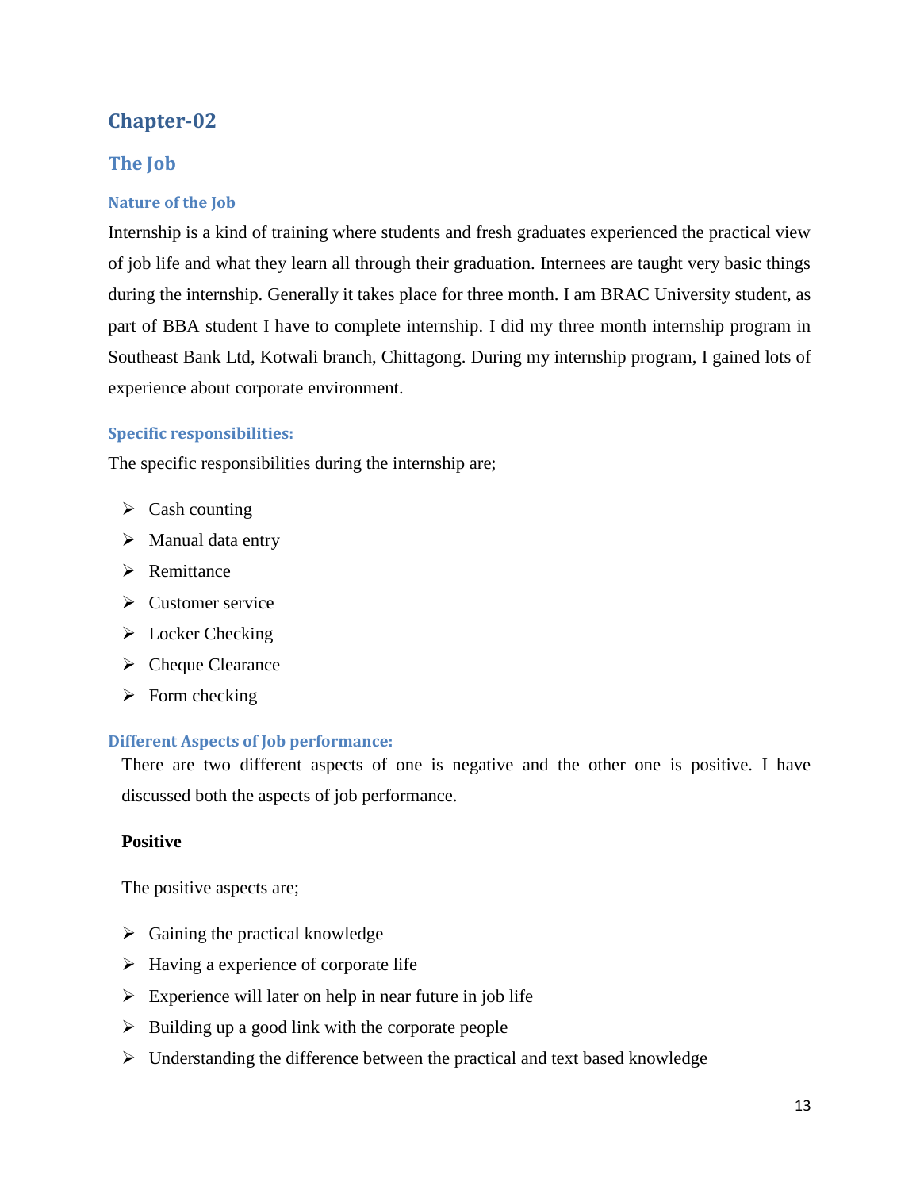# Chapter-02

## The Job

### Nature of the Job

Internship is a kind of training where students and fresh graduates experienced the practical view of job life and what they learn all through their graduation. Internees are taught very basic things during the internship. Generally it takes place for three month. I am BRAC University student, as part of BBA student I have to complete internship. I did my three month internship program in Southeast Bank Ltd, Kotwali branch, Chittagong. During my internship program, I gained lots of experience about corporate environment.

### Specific responsibilities:

The specific responsibilities during the internship are;

- Cash counting
- Manual data entry
- Remittance
- Customer service
- Locker Checking
- Cheque Clearance
- Form checking

### Different Aspects of Job performance:

There are two different aspects of one is negative and the other one is positive. I have discussed both the aspects of job performance.

**Positive**

The positive aspects are;

- Gaining the practical knowledge
- Having a experience of corporate life
- Experience will later on help in near future in job life
- Building up a good link with the corporate people
- Understanding the difference between the practical and text based knowledge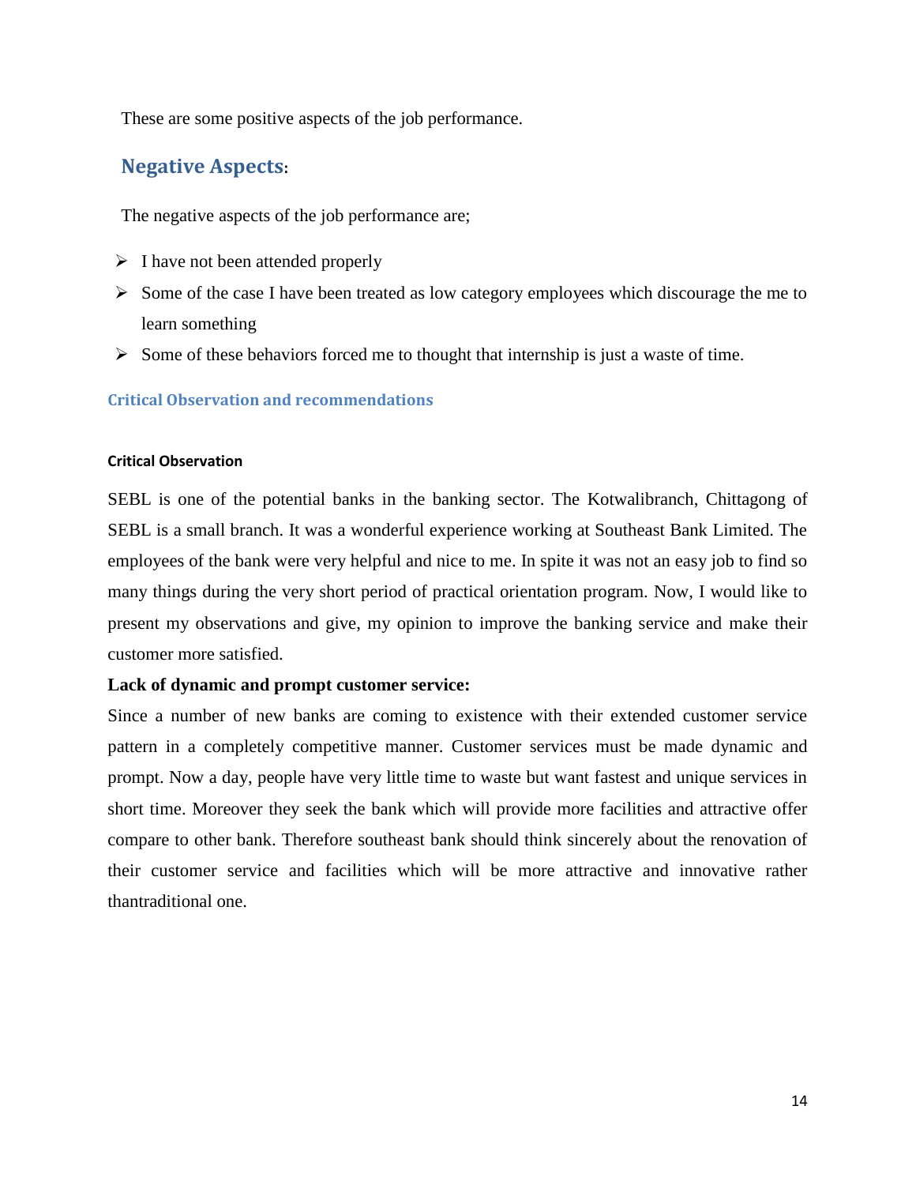These are some positive aspects of the job performance.

## Negative Aspects:

The negative aspects of the job performance are;

- I have not been attended properly
- Some of the case I have been treated as low category employees which discourage the me to learn something
- Some of these behaviors forced me to thought that internship is just a waste of time.

## Critical Observation and recommendations

### Critical Observation

SEBL is one of the potential banks in the banking sector. The Kotwalibranch, Chittagong of SEBL is a small branch. It was a wonderful experience working at Southeast Bank Limited. The employees of the bank were very helpful and nice to me. In spite it was not an easy job to find so many things during the very short period of practical orientation program. Now, I would like to present my observations and give, my opinion to improve the banking service and make their customer more satisfied.

**Lack of dynamic and prompt customer service:**

Since a number of new banks are coming to existence with their extended customer service pattern in a completely competitive manner. Customer services must be made dynamic and prompt. Now a day, people have very little time to waste but want fastest and unique services in short time. Moreover they seek the bank which will provide more facilities and attractive offer compare to other bank. Therefore southeast bank should think sincerely about the renovation of their customer service and facilities which will be more attractive and innovative rather thantraditional one.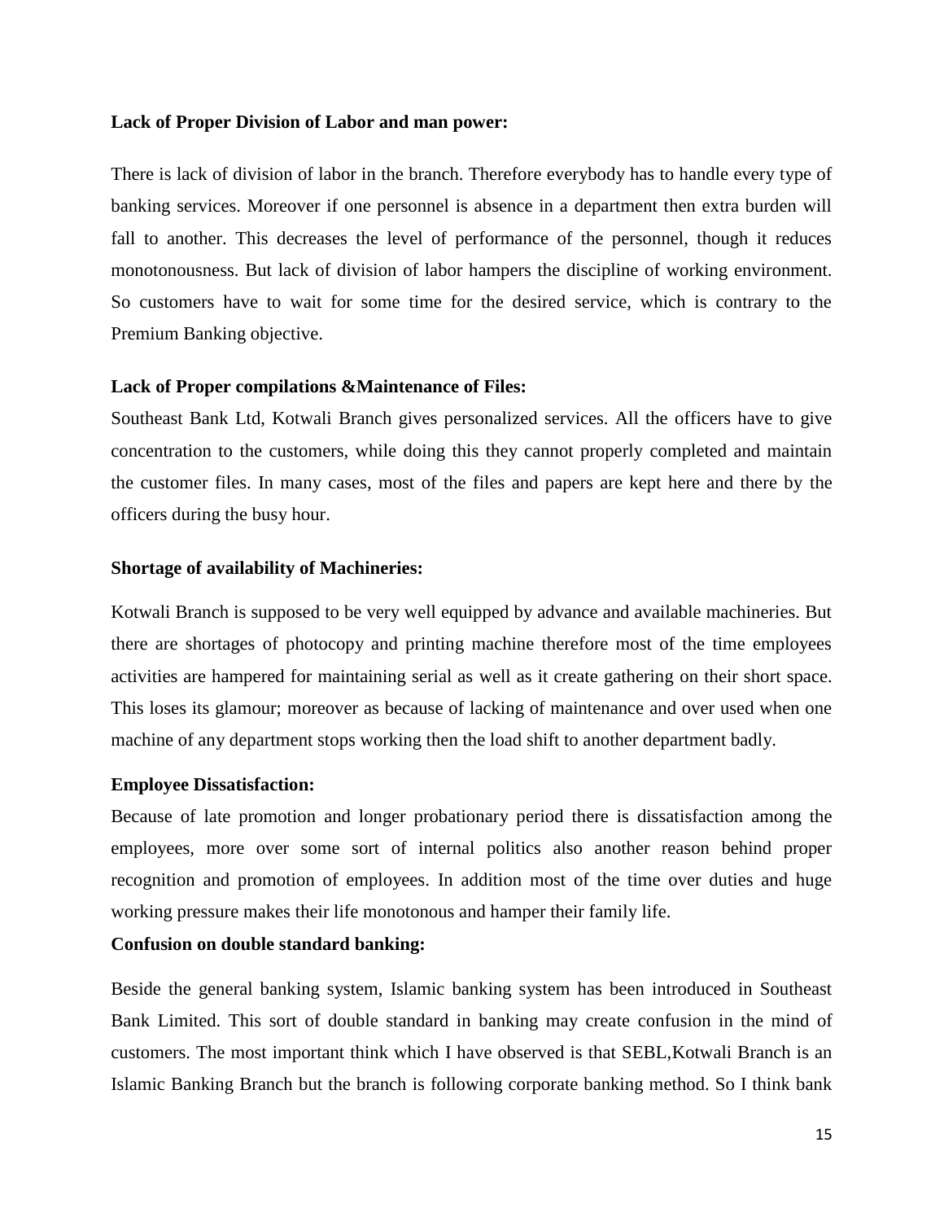**Lack of Proper Division of Labor and man power:**

There is lack of division of labor in the branch. Therefore everybody has to handle every type of banking services. Moreover if one personnel is absence in a department then extra burden will fall to another. This decreases the level of performance of the personnel, though it reduces monotonousness. But lack of division of labor hampers the discipline of working environment. So customers have to wait for some time for the desired service, which is contrary to the Premium Banking objective.

**Lack of Proper compilations &Maintenance of Files:**

Southeast Bank Ltd, Kotwali Branch gives personalized services. All the officers have to give concentration to the customers, while doing this they cannot properly completed and maintain the customer files. In many cases, most of the files and papers are kept here and there by the officers during the busy hour.

**Shortage of availability of Machineries:**

Kotwali Branch is supposed to be very well equipped by advance and available machineries. But there are shortages of photocopy and printing machine therefore most of the time employees activities are hampered for maintaining serial as well as it create gathering on their short space. This loses its glamour; moreover as because of lacking of maintenance and over used when one machine of any department stops working then the load shift to another department badly.

**Employee Dissatisfaction:**

Because of late promotion and longer probationary period there is dissatisfaction among the employees, more over some sort of internal politics also another reason behind proper recognition and promotion of employees. In addition most of the time over duties and huge working pressure makes their life monotonous and hamper their family life.

**Confusion on double standard banking:**

Beside the general banking system, Islamic banking system has been introduced in Southeast Bank Limited. This sort of double standard in banking may create confusion in the mind of customers. The most important think which I have observed is that SEBL,Kotwali Branch is an Islamic Banking Branch but the branch is following corporate banking method. So I think bank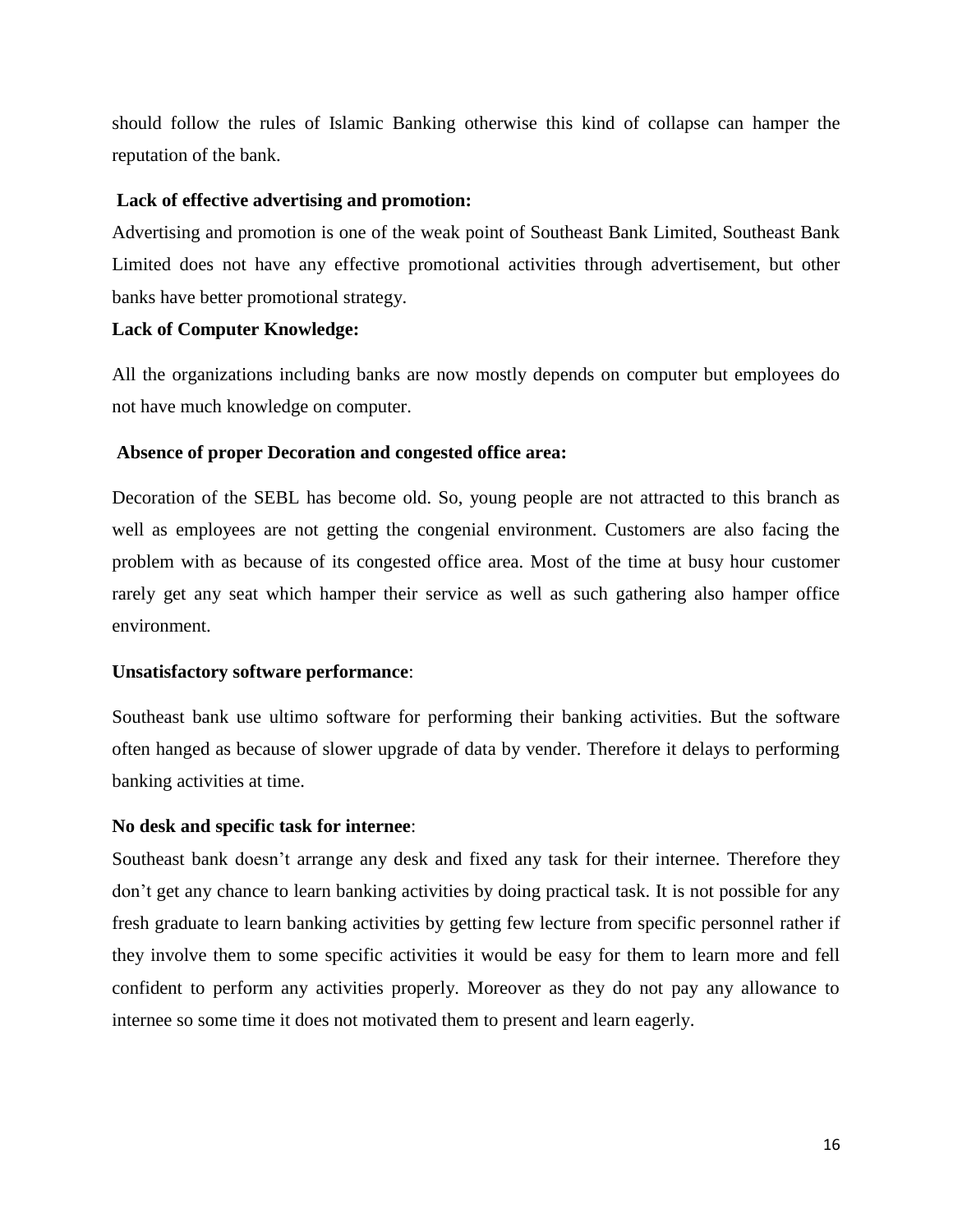should follow the rules of Islamic Banking otherwise this kind of collapse can hamper the reputation of the bank.

**Lack of effective advertising and promotion:**

Advertising and promotion is one of the weak point of Southeast Bank Limited, Southeast Bank Limited does not have any effective promotional activities through advertisement, but other banks have better promotional strategy.

**Lack of Computer Knowledge:**

All the organizations including banks are now mostly depends on computer but employees do not have much knowledge on computer.

**Absence of proper Decoration and congested office area:**

Decoration of the SEBL has become old. So, young people are not attracted to this branch as well as employees are not getting the congenial environment. Customers are also facing the problem with as because of its congested office area. Most of the time at busy hour customer rarely get any seat which hamper their service as well as such gathering also hamper office environment.

**Unsatisfactory software performance**:

Southeast bank use ultimo software for performing their banking activities. But the software often hanged as because of slower upgrade of data by vender. Therefore it delays to performing banking activities at time.

**No desk and specific task for internee**:

Southeast bank doesn't arrange any desk and fixed any task for their internee. Therefore they don't get any chance to learn banking activities by doing practical task. It is not possible for any fresh graduate to learn banking activities by getting few lecture from specific personnel rather if they involve them to some specific activities it would be easy for them to learn more and fell confident to perform any activities properly. Moreover as they do not pay any allowance to internee so some time it does not motivated them to present and learn eagerly.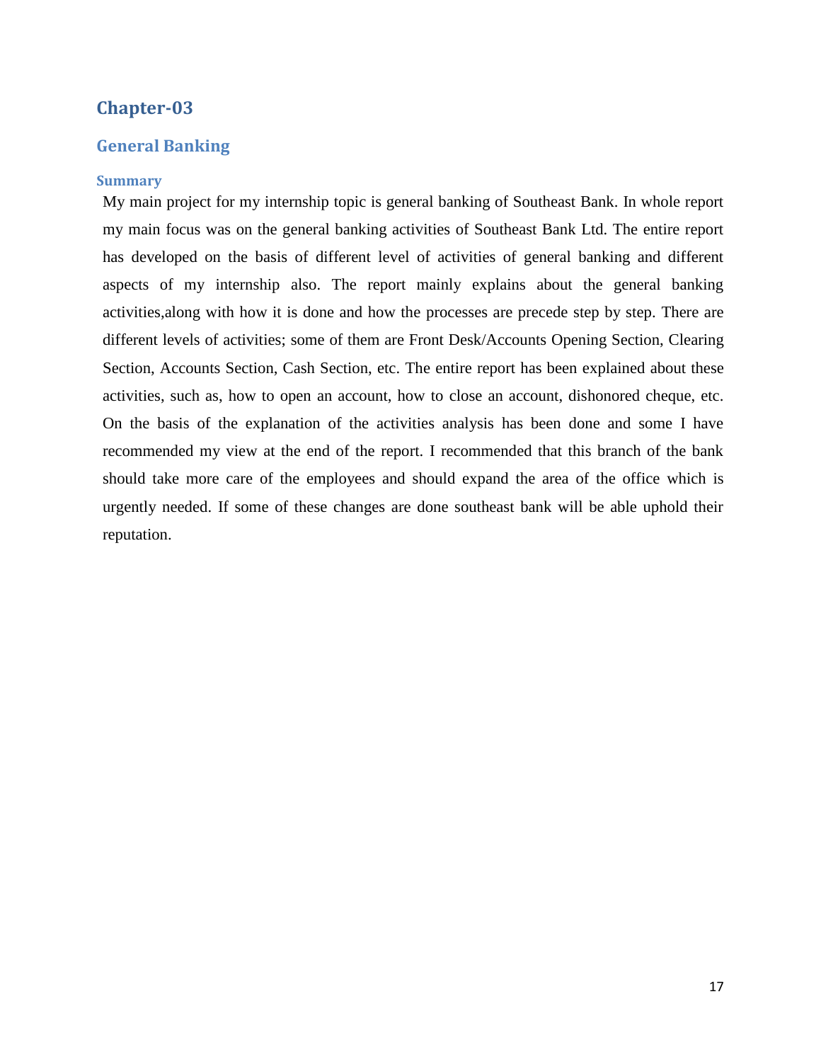# Chapter-03

## General Banking

### Summary

My main project for my internship topic is general banking of Southeast Bank. In whole report my main focus was on the general banking activities of Southeast Bank Ltd. The entire report has developed on the basis of different level of activities of general banking and different aspects of my internship also. The report mainly explains about the general banking activities,along with how it is done and how the processes are precede step by step. There are different levels of activities; some of them are Front Desk/Accounts Opening Section, Clearing Section, Accounts Section, Cash Section, etc. The entire report has been explained about these activities, such as, how to open an account, how to close an account, dishonored cheque, etc. On the basis of the explanation of the activities analysis has been done and some I have recommended my view at the end of the report. I recommended that this branch of the bank should take more care of the employees and should expand the area of the office which is urgently needed. If some of these changes are done southeast bank will be able uphold their reputation.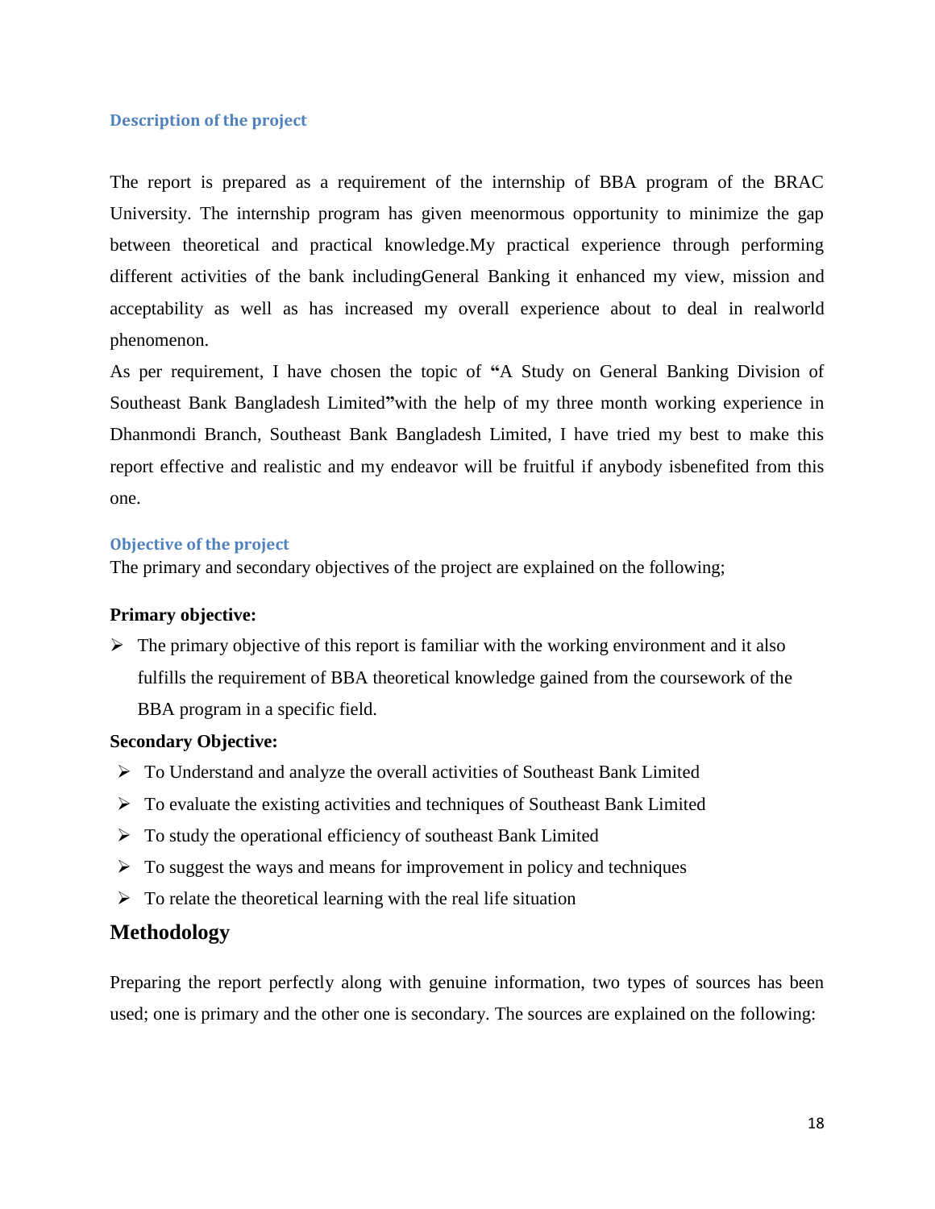### Description of the project

The report is prepared as a requirement of the internship of BBA program of the BRAC University. The internship program has given meenormous opportunity to minimize the gap between theoretical and practical knowledge.My practical experience through performing different activities of the bank includingGeneral Banking it enhanced my view, mission and acceptability as well as has increased my overall experience about to deal in realworld phenomenon.

As per requirement, I have chosen the topic of **"**A Study on General Banking Division of Southeast Bank Bangladesh Limited**"**with the help of my three month working experience in Dhanmondi Branch, Southeast Bank Bangladesh Limited, I have tried my best to make this report effective and realistic and my endeavor will be fruitful if anybody isbenefited from this one.

### Objective of the project

The primary and secondary objectives of the project are explained on the following;

**Primary objective:**

- The primary objective of this report is familiar with the working environment and it also fulfills the requirement of BBA theoretical knowledge gained from the coursework of the BBA program in a specific field.

**Secondary Objective:**

- To Understand and analyze the overall activities of Southeast Bank Limited
- To evaluate the existing activities and techniques of Southeast Bank Limited
- To study the operational efficiency of southeast Bank Limited
- To suggest the ways and means for improvement in policy and techniques
- To relate the theoretical learning with the real life situation

## Methodology

Preparing the report perfectly along with genuine information, two types of sources has been used; one is primary and the other one is secondary. The sources are explained on the following: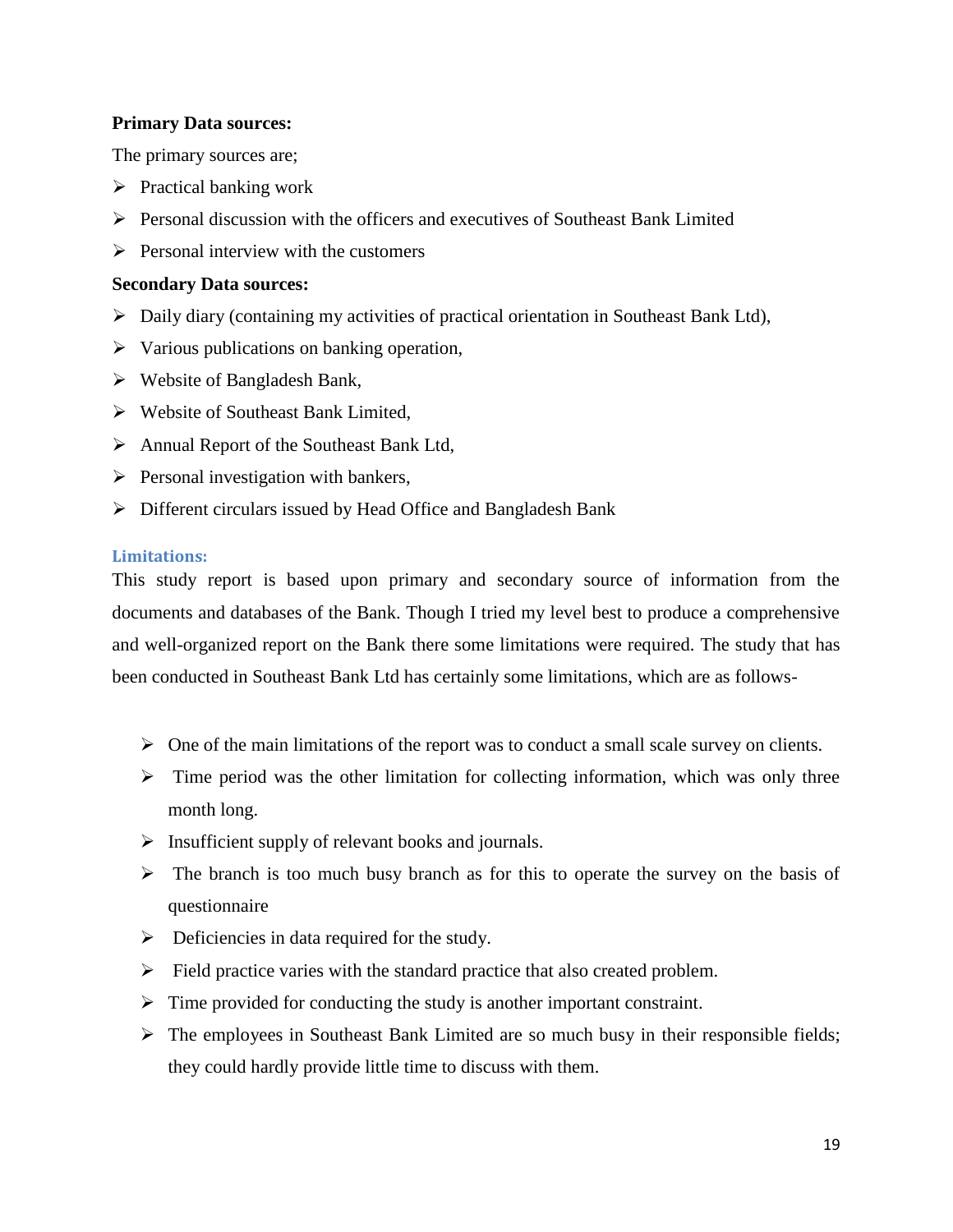**Primary Data sources:**

The primary sources are;

- Practical banking work
- Personal discussion with the officers and executives of Southeast Bank Limited
- Personal interview with the customers

**Secondary Data sources:**

- Daily diary (containing my activities of practical orientation in Southeast Bank Ltd),
- Various publications on banking operation,
- Website of Bangladesh Bank,
- Website of Southeast Bank Limited,
- Annual Report of the Southeast Bank Ltd,
- Personal investigation with bankers,
- Different circulars issued by Head Office and Bangladesh Bank

### Limitations:

This study report is based upon primary and secondary source of information from the documents and databases of the Bank. Though I tried my level best to produce a comprehensive and well-organized report on the Bank there some limitations were required. The study that has been conducted in Southeast Bank Ltd has certainly some limitations, which are as follows-

- One of the main limitations of the report was to conduct a small scale survey on clients.
- Time period was the other limitation for collecting information, which was only three month long.
- Insufficient supply of relevant books and journals.
- The branch is too much busy branch as for this to operate the survey on the basis of questionnaire
- Deficiencies in data required for the study.
- Field practice varies with the standard practice that also created problem.
- Time provided for conducting the study is another important constraint.
- The employees in Southeast Bank Limited are so much busy in their responsible fields; they could hardly provide little time to discuss with them.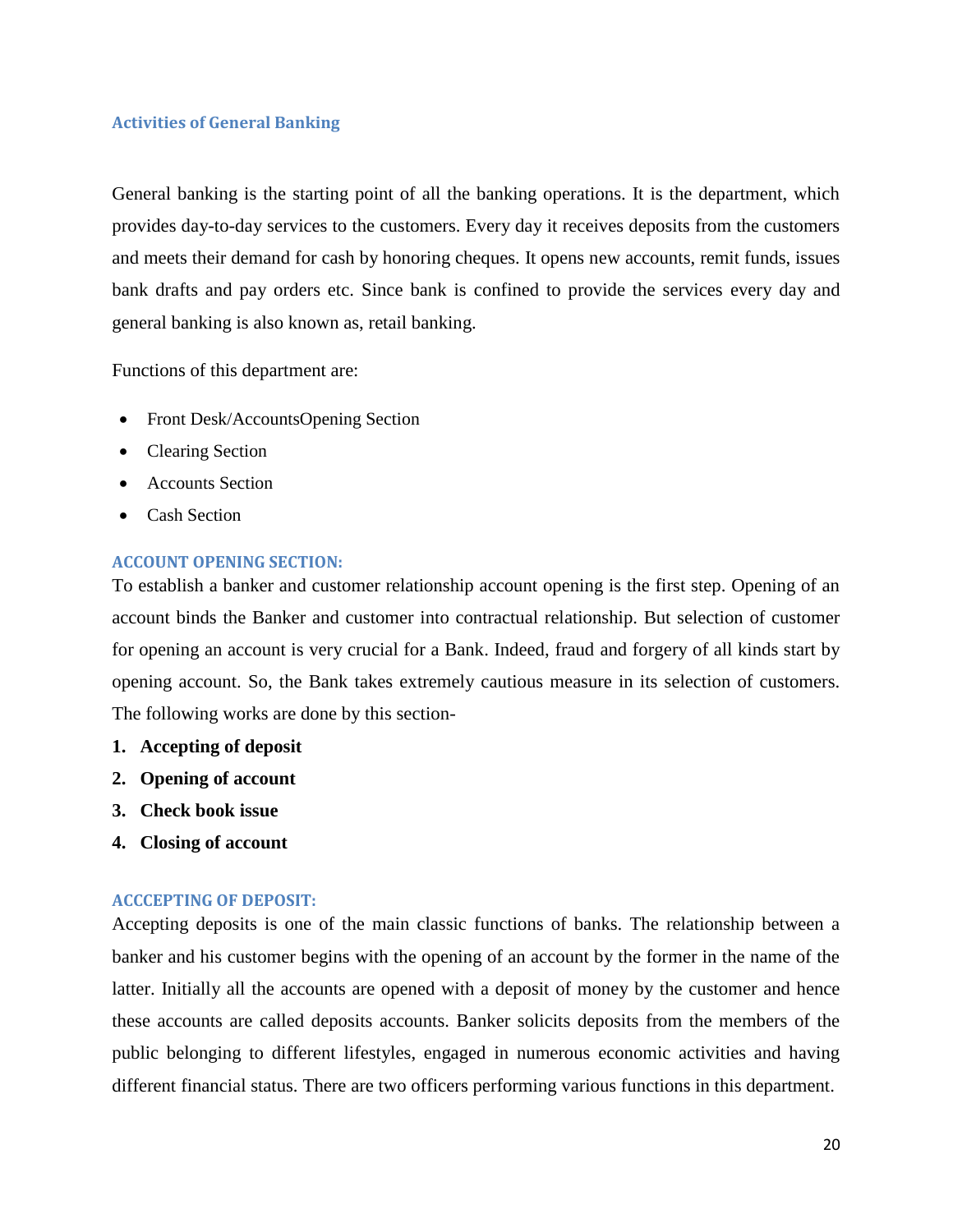### Activities of General Banking

General banking is the starting point of all the banking operations. It is the department, which provides day-to-day services to the customers. Every day it receives deposits from the customers and meets their demand for cash by honoring cheques. It opens new accounts, remit funds, issues bank drafts and pay orders etc. Since bank is confined to provide the services every day and general banking is also known as, retail banking.

Functions of this department are:

- Front Desk/AccountsOpening Section
- Clearing Section
- Accounts Section
- Cash Section

#### ACCOUNT OPENING SECTION:

To establish a banker and customer relationship account opening is the first step. Opening of an account binds the Banker and customer into contractual relationship. But selection of customer for opening an account is very crucial for a Bank. Indeed, fraud and forgery of all kinds start by opening account. So, the Bank takes extremely cautious measure in its selection of customers. The following works are done by this section-

1. **Accepting of deposit**
2. **Opening of account**
3. **Check book issue**
4. **Closing of account**

#### ACCCEPTING OF DEPOSIT:

Accepting deposits is one of the main classic functions of banks. The relationship between a banker and his customer begins with the opening of an account by the former in the name of the latter. Initially all the accounts are opened with a deposit of money by the customer and hence these accounts are called deposits accounts. Banker solicits deposits from the members of the public belonging to different lifestyles, engaged in numerous economic activities and having different financial status. There are two officers performing various functions in this department.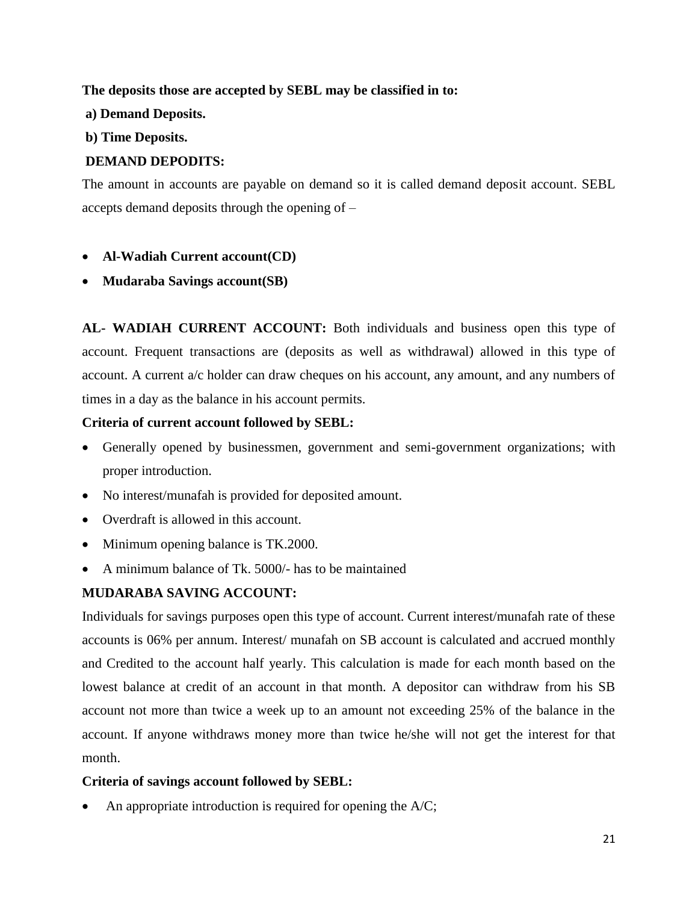**The deposits those are accepted by SEBL may be classified in to:**

**a) Demand Deposits.**

**b) Time Deposits.**

**DEMAND DEPODITS:**

The amount in accounts are payable on demand so it is called demand deposit account. SEBL accepts demand deposits through the opening of –

- **Al-Wadiah Current account(CD)**
- **Mudaraba Savings account(SB)**

**AL- WADIAH CURRENT ACCOUNT:** Both individuals and business open this type of account. Frequent transactions are (deposits as well as withdrawal) allowed in this type of account. A current a/c holder can draw cheques on his account, any amount, and any numbers of times in a day as the balance in his account permits.

**Criteria of current account followed by SEBL:**

- Generally opened by businessmen, government and semi-government organizations; with proper introduction.
- No interest/munafah is provided for deposited amount.
- Overdraft is allowed in this account.
- Minimum opening balance is TK.2000.
- A minimum balance of Tk. 5000/- has to be maintained

**MUDARABA SAVING ACCOUNT:**

Individuals for savings purposes open this type of account. Current interest/munafah rate of these accounts is 06% per annum. Interest/ munafah on SB account is calculated and accrued monthly and Credited to the account half yearly. This calculation is made for each month based on the lowest balance at credit of an account in that month. A depositor can withdraw from his SB account not more than twice a week up to an amount not exceeding 25% of the balance in the account. If anyone withdraws money more than twice he/she will not get the interest for that month.

**Criteria of savings account followed by SEBL:**

- An appropriate introduction is required for opening the A/C;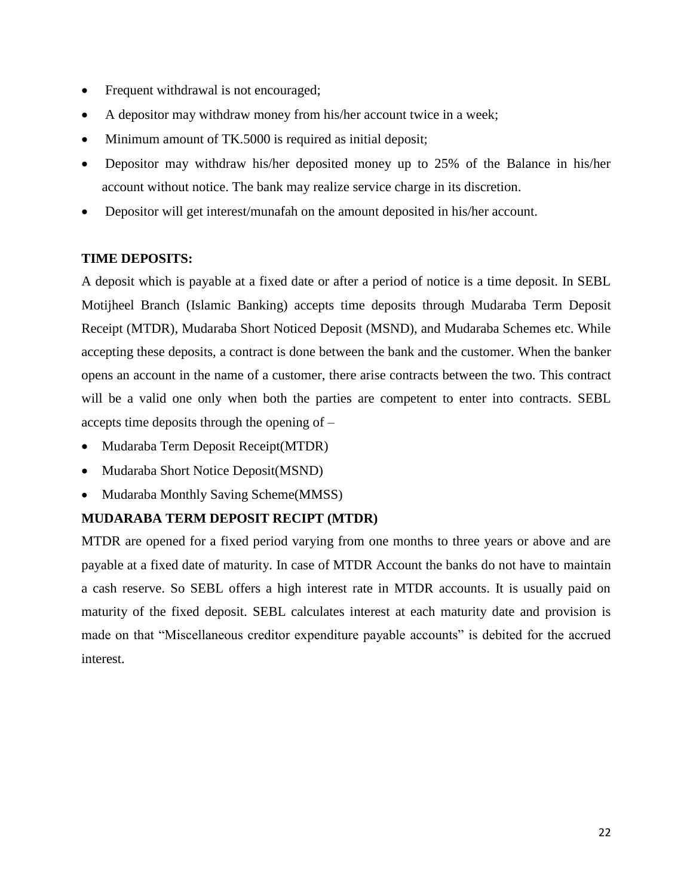- Frequent withdrawal is not encouraged;
- A depositor may withdraw money from his/her account twice in a week;
- Minimum amount of TK.5000 is required as initial deposit;
- Depositor may withdraw his/her deposited money up to 25% of the Balance in his/her account without notice. The bank may realize service charge in its discretion.
- Depositor will get interest/munafah on the amount deposited in his/her account.

**TIME DEPOSITS:**

A deposit which is payable at a fixed date or after a period of notice is a time deposit. In SEBL Motijheel Branch (Islamic Banking) accepts time deposits through Mudaraba Term Deposit Receipt (MTDR), Mudaraba Short Noticed Deposit (MSND), and Mudaraba Schemes etc. While accepting these deposits, a contract is done between the bank and the customer. When the banker opens an account in the name of a customer, there arise contracts between the two. This contract will be a valid one only when both the parties are competent to enter into contracts. SEBL accepts time deposits through the opening of –

- Mudaraba Term Deposit Receipt(MTDR)
- Mudaraba Short Notice Deposit(MSND)
- Mudaraba Monthly Saving Scheme(MMSS)

**MUDARABA TERM DEPOSIT RECIPT (MTDR)**

MTDR are opened for a fixed period varying from one months to three years or above and are payable at a fixed date of maturity. In case of MTDR Account the banks do not have to maintain a cash reserve. So SEBL offers a high interest rate in MTDR accounts. It is usually paid on maturity of the fixed deposit. SEBL calculates interest at each maturity date and provision is made on that "Miscellaneous creditor expenditure payable accounts" is debited for the accrued interest.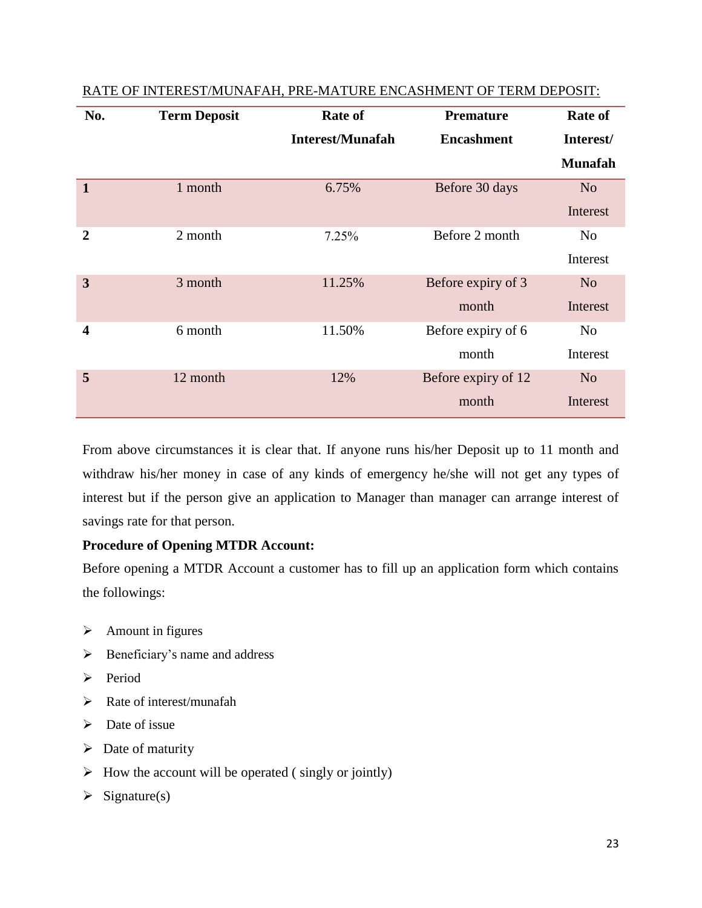RATE OF INTEREST/MUNAFAH, PRE-MATURE ENCASHMENT OF TERM DEPOSIT:

| No. | Term Deposit | Rate of Interest/Munafah | Premature Encashment | Rate of Interest/ Munafah |
|---|---|---|---|---|
| **1** | 1 month | 6.75% | Before 30 days | No Interest |
| **2** | 2 month | 7.25% | Before 2 month | No Interest |
| **3** | 3 month | 11.25% | Before expiry of 3 month | No Interest |
| **4** | 6 month | 11.50% | Before expiry of 6 month | No Interest |
| **5** | 12 month | 12% | Before expiry of 12 month | No Interest |

From above circumstances it is clear that. If anyone runs his/her Deposit up to 11 month and withdraw his/her money in case of any kinds of emergency he/she will not get any types of interest but if the person give an application to Manager than manager can arrange interest of savings rate for that person.

**Procedure of Opening MTDR Account:**

Before opening a MTDR Account a customer has to fill up an application form which contains the followings:

- Amount in figures
- Beneficiary's name and address
- Period
- Rate of interest/munafah
- Date of issue
- Date of maturity
- How the account will be operated ( singly or jointly)
- Signature(s)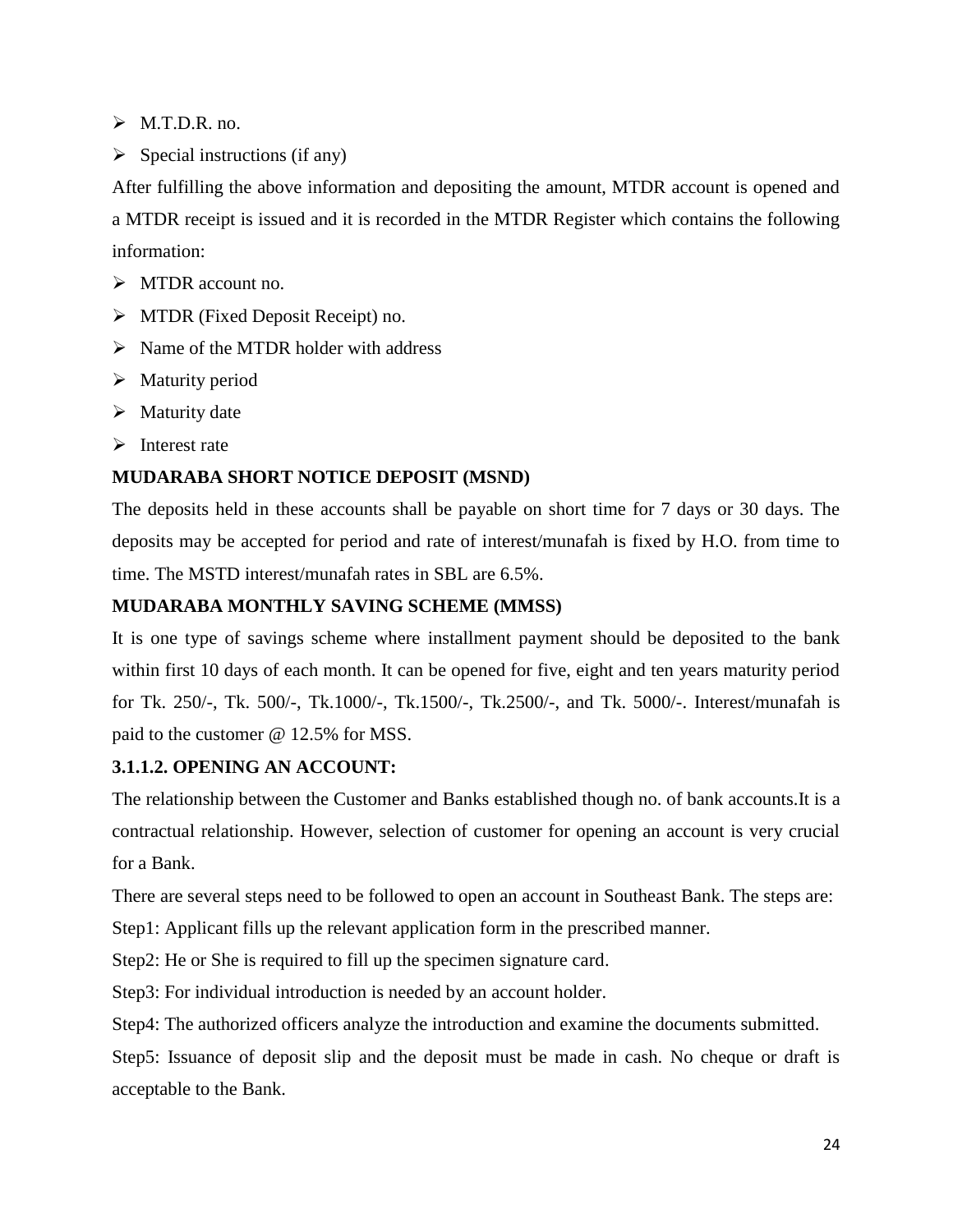- M.T.D.R. no.
- Special instructions (if any)

After fulfilling the above information and depositing the amount, MTDR account is opened and a MTDR receipt is issued and it is recorded in the MTDR Register which contains the following information:

- MTDR account no.
- MTDR (Fixed Deposit Receipt) no.
- Name of the MTDR holder with address
- Maturity period
- Maturity date
- Interest rate

**MUDARABA SHORT NOTICE DEPOSIT (MSND)**

The deposits held in these accounts shall be payable on short time for 7 days or 30 days. The deposits may be accepted for period and rate of interest/munafah is fixed by H.O. from time to time. The MSTD interest/munafah rates in SBL are 6.5%.

**MUDARABA MONTHLY SAVING SCHEME (MMSS)**

It is one type of savings scheme where installment payment should be deposited to the bank within first 10 days of each month. It can be opened for five, eight and ten years maturity period for Tk. 250/-, Tk. 500/-, Tk.1000/-, Tk.1500/-, Tk.2500/-, and Tk. 5000/-. Interest/munafah is paid to the customer @ 12.5% for MSS.

**3.1.1.2. OPENING AN ACCOUNT:**

The relationship between the Customer and Banks established though no. of bank accounts.It is a contractual relationship. However, selection of customer for opening an account is very crucial for a Bank.

There are several steps need to be followed to open an account in Southeast Bank. The steps are:

Step1: Applicant fills up the relevant application form in the prescribed manner.

Step2: He or She is required to fill up the specimen signature card.

Step3: For individual introduction is needed by an account holder.

Step4: The authorized officers analyze the introduction and examine the documents submitted.

Step5: Issuance of deposit slip and the deposit must be made in cash. No cheque or draft is acceptable to the Bank.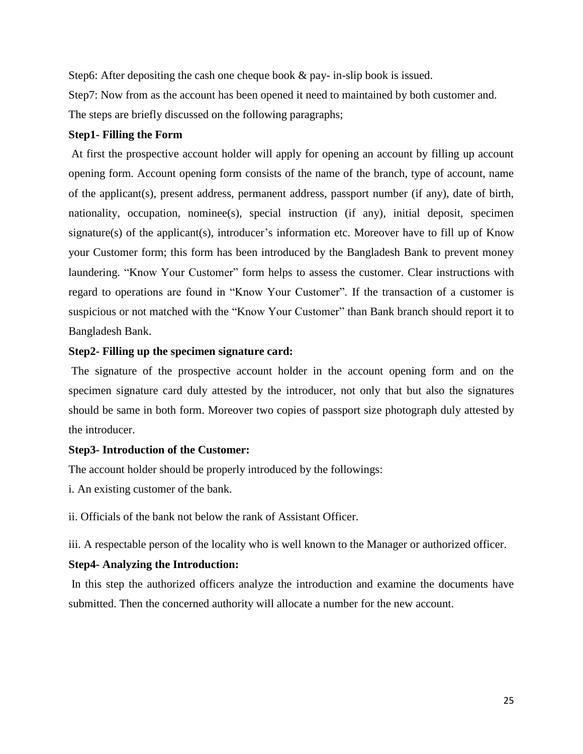Step6: After depositing the cash one cheque book & pay- in-slip book is issued.

Step7: Now from as the account has been opened it need to maintained by both customer and.

The steps are briefly discussed on the following paragraphs;

**Step1- Filling the Form**

At first the prospective account holder will apply for opening an account by filling up account opening form. Account opening form consists of the name of the branch, type of account, name of the applicant(s), present address, permanent address, passport number (if any), date of birth, nationality, occupation, nominee(s), special instruction (if any), initial deposit, specimen signature(s) of the applicant(s), introducer's information etc. Moreover have to fill up of Know your Customer form; this form has been introduced by the Bangladesh Bank to prevent money laundering. "Know Your Customer" form helps to assess the customer. Clear instructions with regard to operations are found in "Know Your Customer". If the transaction of a customer is suspicious or not matched with the "Know Your Customer" than Bank branch should report it to Bangladesh Bank.

**Step2- Filling up the specimen signature card:**

The signature of the prospective account holder in the account opening form and on the specimen signature card duly attested by the introducer, not only that but also the signatures should be same in both form. Moreover two copies of passport size photograph duly attested by the introducer.

**Step3- Introduction of the Customer:**

The account holder should be properly introduced by the followings:

i. An existing customer of the bank.

ii. Officials of the bank not below the rank of Assistant Officer.

iii. A respectable person of the locality who is well known to the Manager or authorized officer.

**Step4- Analyzing the Introduction:**

In this step the authorized officers analyze the introduction and examine the documents have submitted. Then the concerned authority will allocate a number for the new account.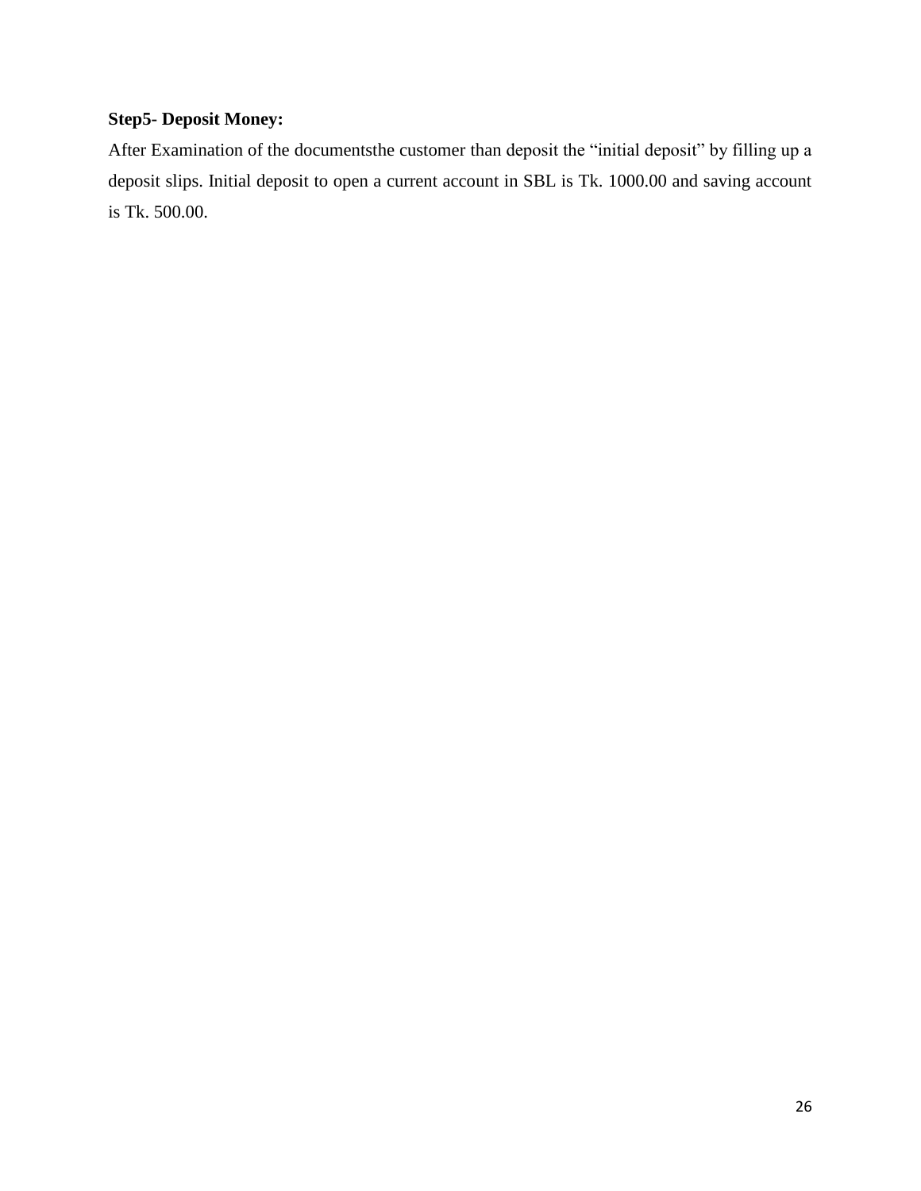**Step5- Deposit Money:**

After Examination of the documentsthe customer than deposit the "initial deposit" by filling up a deposit slips. Initial deposit to open a current account in SBL is Tk. 1000.00 and saving account is Tk. 500.00.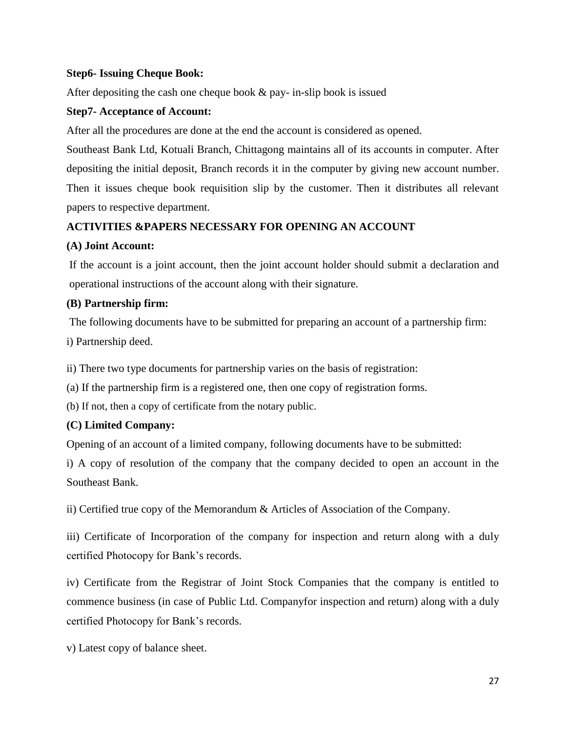**Step6- Issuing Cheque Book:**

After depositing the cash one cheque book & pay- in-slip book is issued

**Step7- Acceptance of Account:**

After all the procedures are done at the end the account is considered as opened.

Southeast Bank Ltd, Kotuali Branch, Chittagong maintains all of its accounts in computer. After depositing the initial deposit, Branch records it in the computer by giving new account number. Then it issues cheque book requisition slip by the customer. Then it distributes all relevant papers to respective department.

**ACTIVITIES &PAPERS NECESSARY FOR OPENING AN ACCOUNT**

**(A) Joint Account:**

If the account is a joint account, then the joint account holder should submit a declaration and operational instructions of the account along with their signature.

**(B) Partnership firm:**

The following documents have to be submitted for preparing an account of a partnership firm:

i) Partnership deed.

ii) There two type documents for partnership varies on the basis of registration:

(a) If the partnership firm is a registered one, then one copy of registration forms.

(b) If not, then a copy of certificate from the notary public.

**(C) Limited Company:**

Opening of an account of a limited company, following documents have to be submitted:

i) A copy of resolution of the company that the company decided to open an account in the Southeast Bank.

ii) Certified true copy of the Memorandum & Articles of Association of the Company.

iii) Certificate of Incorporation of the company for inspection and return along with a duly certified Photocopy for Bank's records.

iv) Certificate from the Registrar of Joint Stock Companies that the company is entitled to commence business (in case of Public Ltd. Companyfor inspection and return) along with a duly certified Photocopy for Bank's records.

v) Latest copy of balance sheet.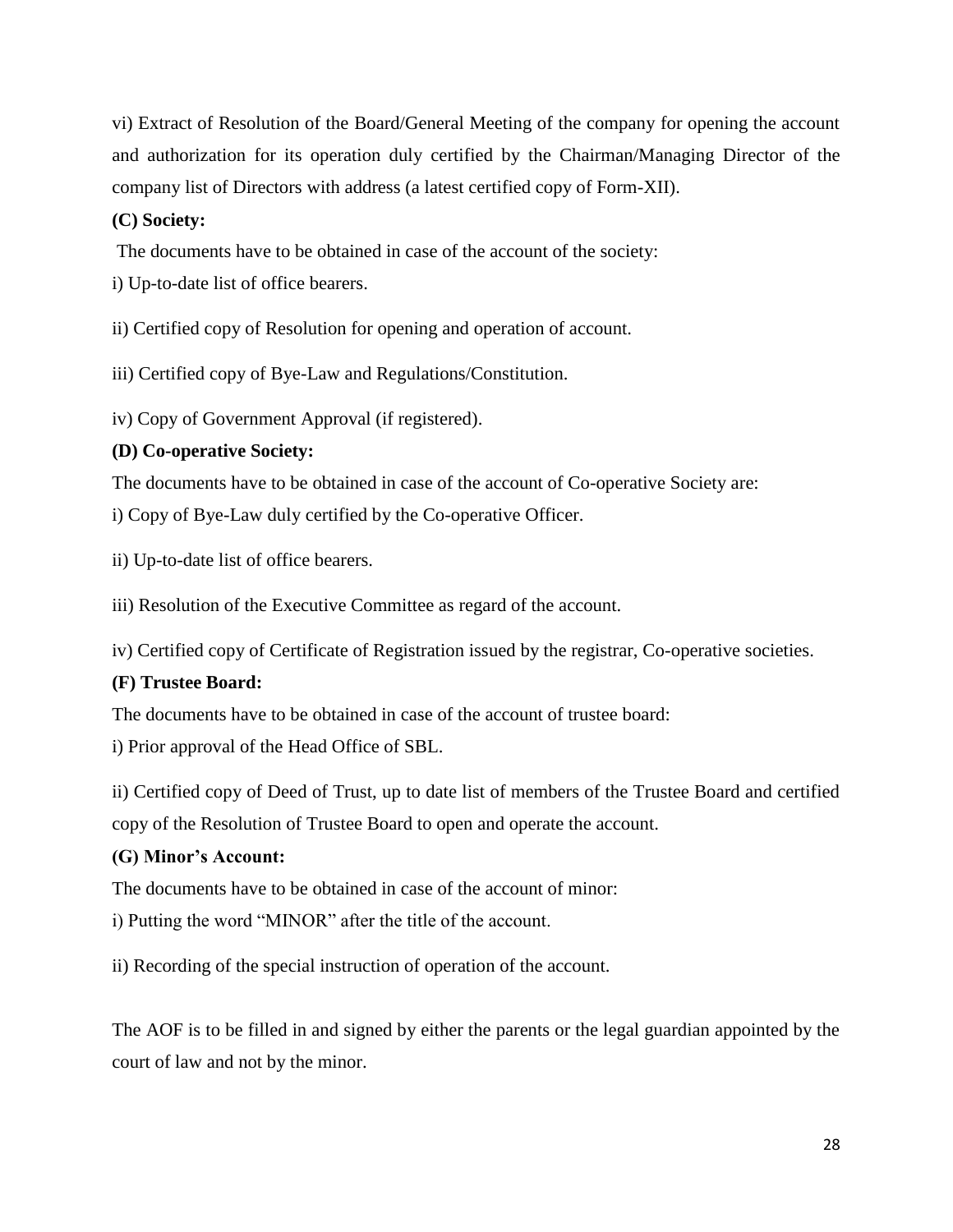vi) Extract of Resolution of the Board/General Meeting of the company for opening the account and authorization for its operation duly certified by the Chairman/Managing Director of the company list of Directors with address (a latest certified copy of Form-XII).

**(C) Society:**

The documents have to be obtained in case of the account of the society:

i) Up-to-date list of office bearers.

ii) Certified copy of Resolution for opening and operation of account.

iii) Certified copy of Bye-Law and Regulations/Constitution.

iv) Copy of Government Approval (if registered).

**(D) Co-operative Society:**

The documents have to be obtained in case of the account of Co-operative Society are:

i) Copy of Bye-Law duly certified by the Co-operative Officer.

ii) Up-to-date list of office bearers.

iii) Resolution of the Executive Committee as regard of the account.

iv) Certified copy of Certificate of Registration issued by the registrar, Co-operative societies.

**(F) Trustee Board:**

The documents have to be obtained in case of the account of trustee board:

i) Prior approval of the Head Office of SBL.

ii) Certified copy of Deed of Trust, up to date list of members of the Trustee Board and certified copy of the Resolution of Trustee Board to open and operate the account.

**(G) Minor's Account:**

The documents have to be obtained in case of the account of minor:

i) Putting the word "MINOR" after the title of the account.

ii) Recording of the special instruction of operation of the account.

The AOF is to be filled in and signed by either the parents or the legal guardian appointed by the court of law and not by the minor.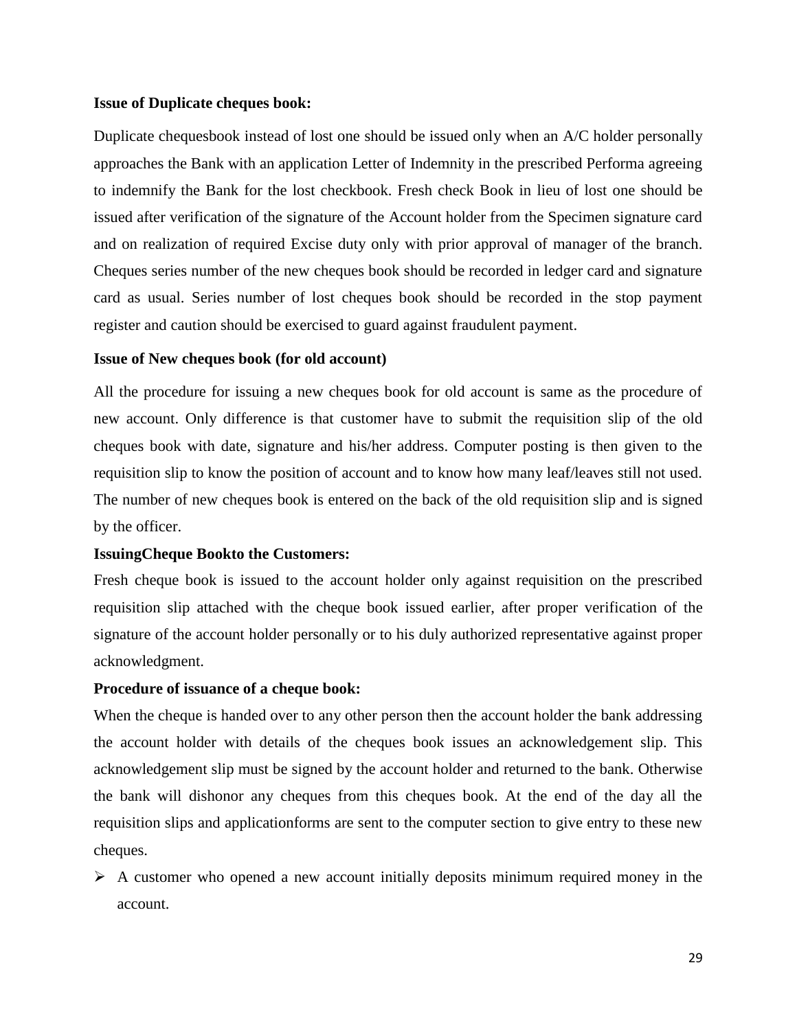**Issue of Duplicate cheques book:**

Duplicate chequesbook instead of lost one should be issued only when an A/C holder personally approaches the Bank with an application Letter of Indemnity in the prescribed Performa agreeing to indemnify the Bank for the lost checkbook. Fresh check Book in lieu of lost one should be issued after verification of the signature of the Account holder from the Specimen signature card and on realization of required Excise duty only with prior approval of manager of the branch. Cheques series number of the new cheques book should be recorded in ledger card and signature card as usual. Series number of lost cheques book should be recorded in the stop payment register and caution should be exercised to guard against fraudulent payment.

**Issue of New cheques book (for old account)**

All the procedure for issuing a new cheques book for old account is same as the procedure of new account. Only difference is that customer have to submit the requisition slip of the old cheques book with date, signature and his/her address. Computer posting is then given to the requisition slip to know the position of account and to know how many leaf/leaves still not used. The number of new cheques book is entered on the back of the old requisition slip and is signed by the officer.

**IssuingCheque Bookto the Customers:**

Fresh cheque book is issued to the account holder only against requisition on the prescribed requisition slip attached with the cheque book issued earlier, after proper verification of the signature of the account holder personally or to his duly authorized representative against proper acknowledgment.

**Procedure of issuance of a cheque book:**

When the cheque is handed over to any other person then the account holder the bank addressing the account holder with details of the cheques book issues an acknowledgement slip. This acknowledgement slip must be signed by the account holder and returned to the bank. Otherwise the bank will dishonor any cheques from this cheques book. At the end of the day all the requisition slips and applicationforms are sent to the computer section to give entry to these new cheques.

- A customer who opened a new account initially deposits minimum required money in the account.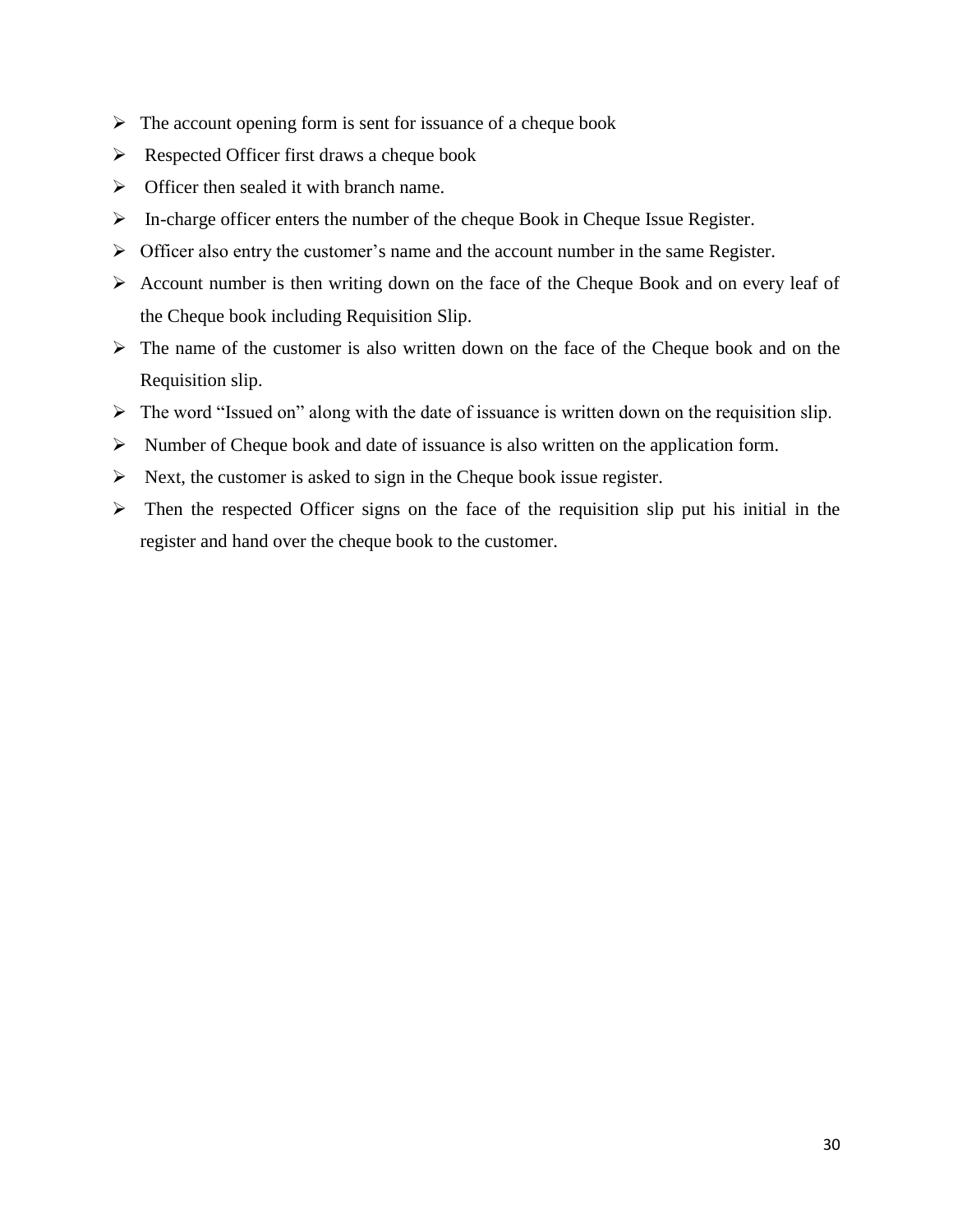- The account opening form is sent for issuance of a cheque book
- Respected Officer first draws a cheque book
- Officer then sealed it with branch name.
- In-charge officer enters the number of the cheque Book in Cheque Issue Register.
- Officer also entry the customer's name and the account number in the same Register.
- Account number is then writing down on the face of the Cheque Book and on every leaf of the Cheque book including Requisition Slip.
- The name of the customer is also written down on the face of the Cheque book and on the Requisition slip.
- The word "Issued on" along with the date of issuance is written down on the requisition slip.
- Number of Cheque book and date of issuance is also written on the application form.
- Next, the customer is asked to sign in the Cheque book issue register.
- Then the respected Officer signs on the face of the requisition slip put his initial in the register and hand over the cheque book to the customer.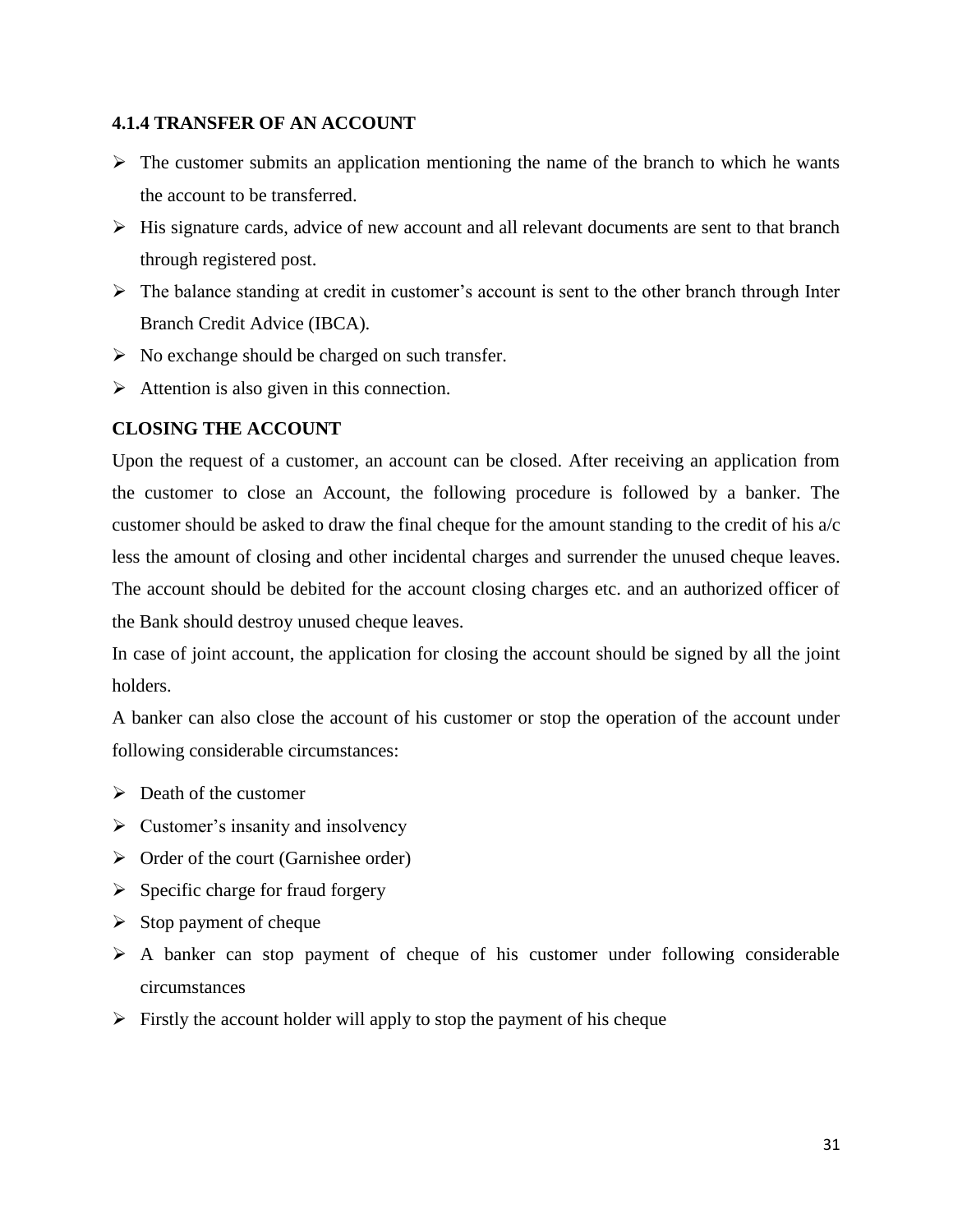### 4.1.4 TRANSFER OF AN ACCOUNT

- The customer submits an application mentioning the name of the branch to which he wants the account to be transferred.
- His signature cards, advice of new account and all relevant documents are sent to that branch through registered post.
- The balance standing at credit in customer's account is sent to the other branch through Inter Branch Credit Advice (IBCA).
- No exchange should be charged on such transfer.
- Attention is also given in this connection.

### CLOSING THE ACCOUNT

Upon the request of a customer, an account can be closed. After receiving an application from the customer to close an Account, the following procedure is followed by a banker. The customer should be asked to draw the final cheque for the amount standing to the credit of his a/c less the amount of closing and other incidental charges and surrender the unused cheque leaves. The account should be debited for the account closing charges etc. and an authorized officer of the Bank should destroy unused cheque leaves.

In case of joint account, the application for closing the account should be signed by all the joint holders.

A banker can also close the account of his customer or stop the operation of the account under following considerable circumstances:

- Death of the customer
- Customer's insanity and insolvency
- Order of the court (Garnishee order)
- Specific charge for fraud forgery
- Stop payment of cheque
- A banker can stop payment of cheque of his customer under following considerable circumstances
- Firstly the account holder will apply to stop the payment of his cheque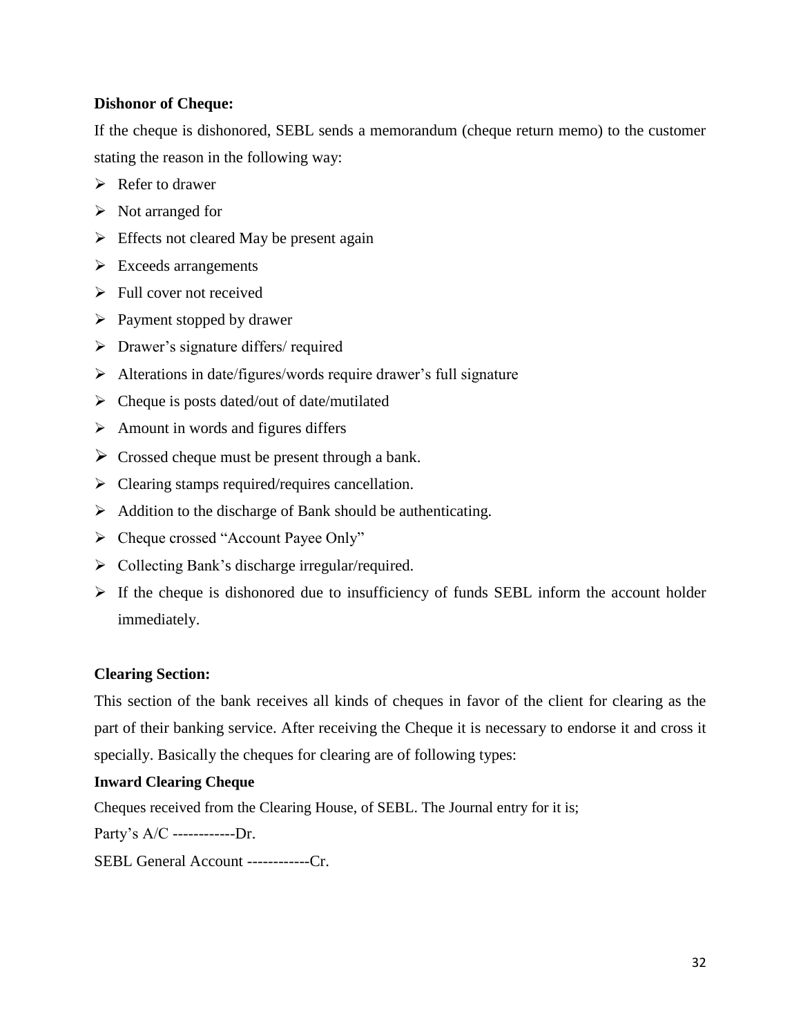**Dishonor of Cheque:**

If the cheque is dishonored, SEBL sends a memorandum (cheque return memo) to the customer stating the reason in the following way:

- Refer to drawer
- Not arranged for
- Effects not cleared May be present again
- Exceeds arrangements
- Full cover not received
- Payment stopped by drawer
- Drawer's signature differs/ required
- Alterations in date/figures/words require drawer's full signature
- Cheque is posts dated/out of date/mutilated
- Amount in words and figures differs
- Crossed cheque must be present through a bank.
- Clearing stamps required/requires cancellation.
- Addition to the discharge of Bank should be authenticating.
- Cheque crossed "Account Payee Only"
- Collecting Bank's discharge irregular/required.
- If the cheque is dishonored due to insufficiency of funds SEBL inform the account holder immediately.

**Clearing Section:**

This section of the bank receives all kinds of cheques in favor of the client for clearing as the part of their banking service. After receiving the Cheque it is necessary to endorse it and cross it specially. Basically the cheques for clearing are of following types:

**Inward Clearing Cheque**

Cheques received from the Clearing House, of SEBL. The Journal entry for it is;

Party's A/C ------------Dr.

SEBL General Account ------------Cr.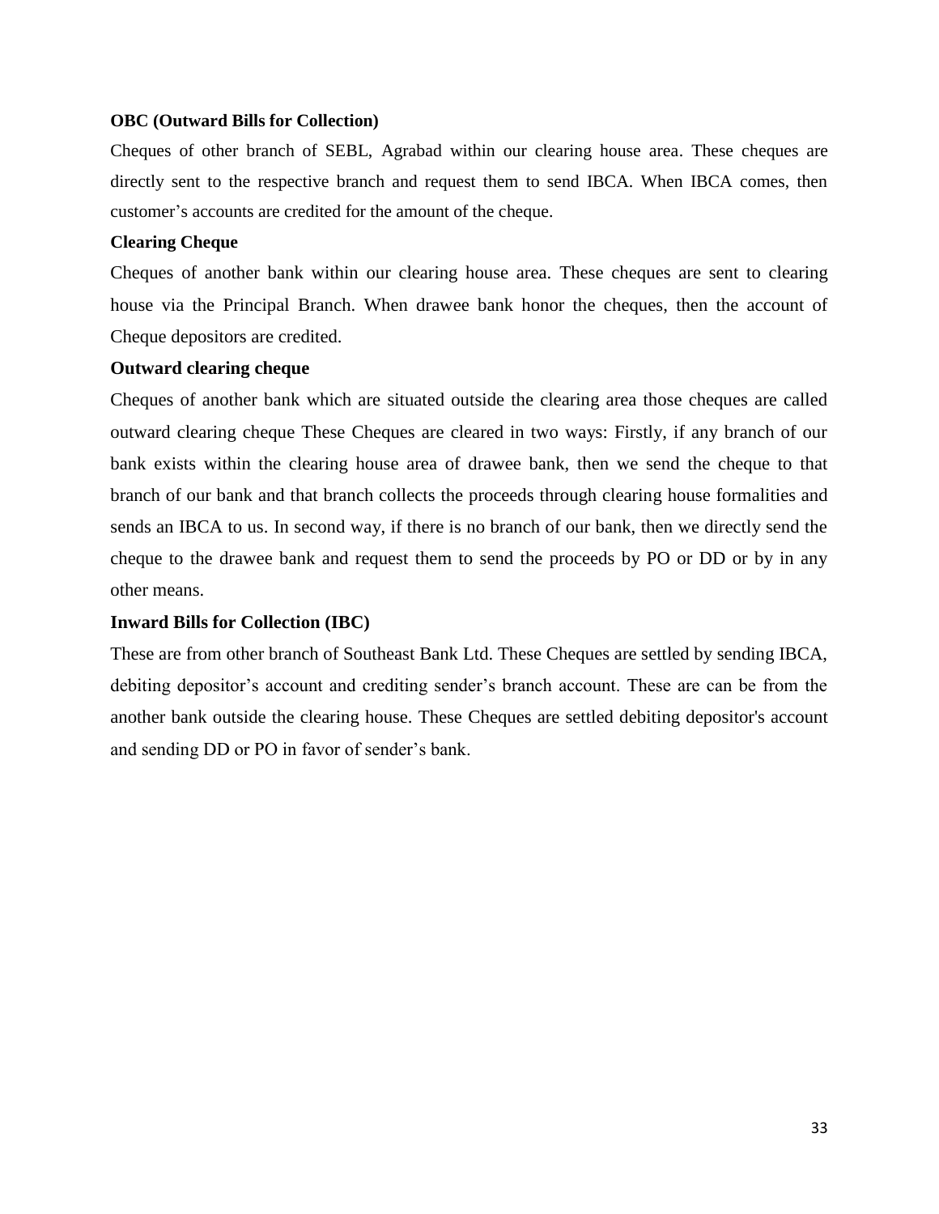**OBC (Outward Bills for Collection)**

Cheques of other branch of SEBL, Agrabad within our clearing house area. These cheques are directly sent to the respective branch and request them to send IBCA. When IBCA comes, then customer's accounts are credited for the amount of the cheque.

**Clearing Cheque**

Cheques of another bank within our clearing house area. These cheques are sent to clearing house via the Principal Branch. When drawee bank honor the cheques, then the account of Cheque depositors are credited.

**Outward clearing cheque**

Cheques of another bank which are situated outside the clearing area those cheques are called outward clearing cheque These Cheques are cleared in two ways: Firstly, if any branch of our bank exists within the clearing house area of drawee bank, then we send the cheque to that branch of our bank and that branch collects the proceeds through clearing house formalities and sends an IBCA to us. In second way, if there is no branch of our bank, then we directly send the cheque to the drawee bank and request them to send the proceeds by PO or DD or by in any other means.

**Inward Bills for Collection (IBC)**

These are from other branch of Southeast Bank Ltd. These Cheques are settled by sending IBCA, debiting depositor's account and crediting sender's branch account. These are can be from the another bank outside the clearing house. These Cheques are settled debiting depositor's account and sending DD or PO in favor of sender's bank.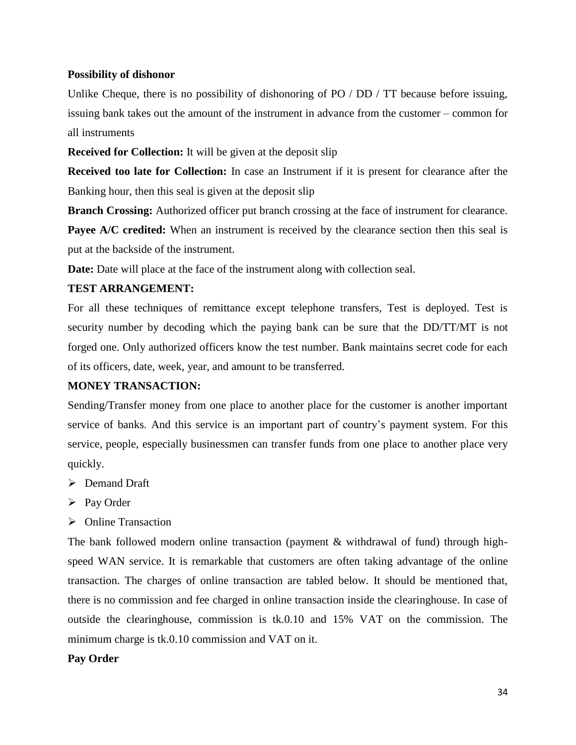**Possibility of dishonor**

Unlike Cheque, there is no possibility of dishonoring of PO / DD / TT because before issuing, issuing bank takes out the amount of the instrument in advance from the customer – common for all instruments

**Received for Collection:** It will be given at the deposit slip

**Received too late for Collection:** In case an Instrument if it is present for clearance after the Banking hour, then this seal is given at the deposit slip

**Branch Crossing:** Authorized officer put branch crossing at the face of instrument for clearance.

**Payee A/C credited:** When an instrument is received by the clearance section then this seal is put at the backside of the instrument.

**Date:** Date will place at the face of the instrument along with collection seal.

**TEST ARRANGEMENT:**

For all these techniques of remittance except telephone transfers, Test is deployed. Test is security number by decoding which the paying bank can be sure that the DD/TT/MT is not forged one. Only authorized officers know the test number. Bank maintains secret code for each of its officers, date, week, year, and amount to be transferred.

**MONEY TRANSACTION:**

Sending/Transfer money from one place to another place for the customer is another important service of banks. And this service is an important part of country's payment system. For this service, people, especially businessmen can transfer funds from one place to another place very quickly.

- Demand Draft
- Pay Order
- Online Transaction

The bank followed modern online transaction (payment & withdrawal of fund) through high-speed WAN service. It is remarkable that customers are often taking advantage of the online transaction. The charges of online transaction are tabled below. It should be mentioned that, there is no commission and fee charged in online transaction inside the clearinghouse. In case of outside the clearinghouse, commission is tk.0.10 and 15% VAT on the commission. The minimum charge is tk.0.10 commission and VAT on it.

**Pay Order**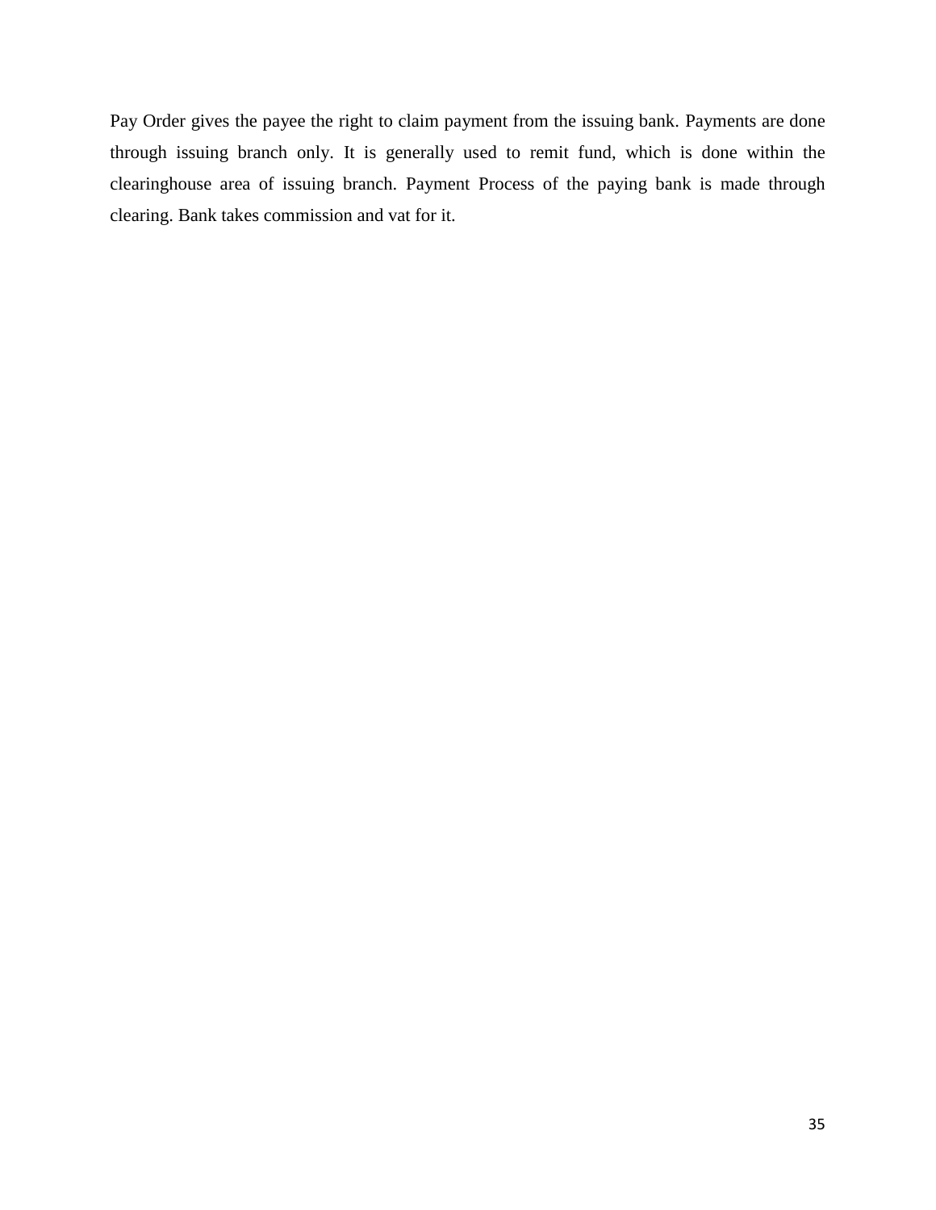Pay Order gives the payee the right to claim payment from the issuing bank. Payments are done through issuing branch only. It is generally used to remit fund, which is done within the clearinghouse area of issuing branch. Payment Process of the paying bank is made through clearing. Bank takes commission and vat for it.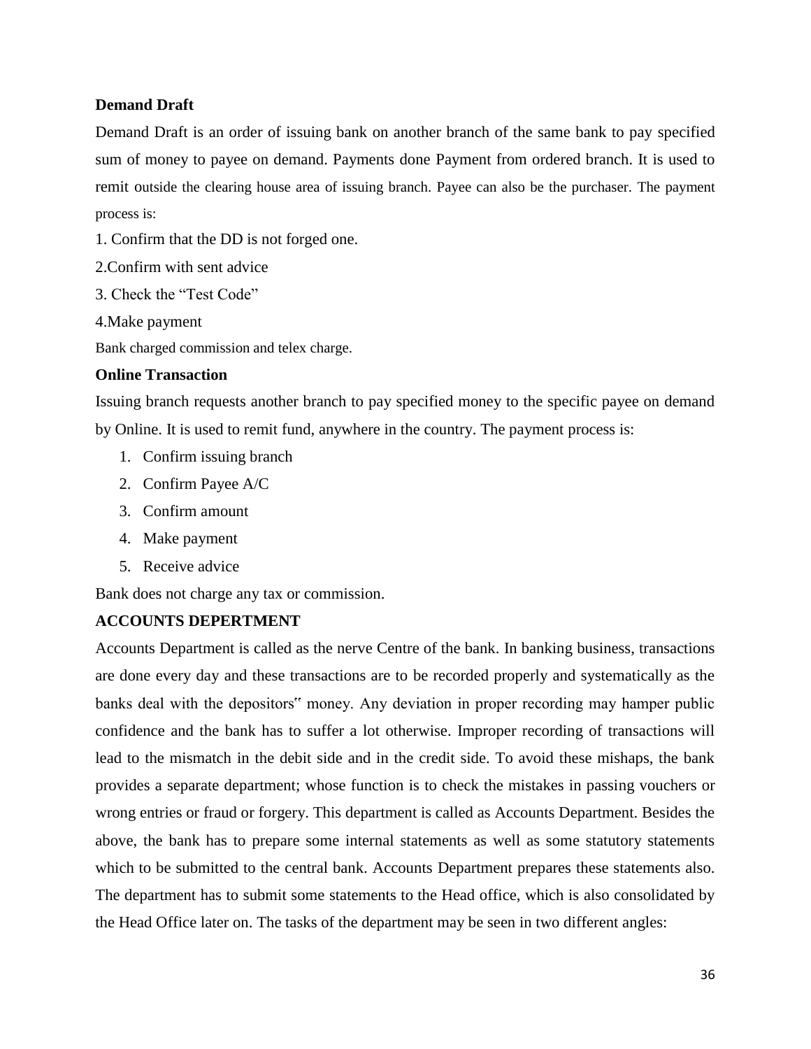**Demand Draft**

Demand Draft is an order of issuing bank on another branch of the same bank to pay specified sum of money to payee on demand. Payments done Payment from ordered branch. It is used to remit outside the clearing house area of issuing branch. Payee can also be the purchaser. The payment process is:

1. Confirm that the DD is not forged one.
2. Confirm with sent advice
3. Check the "Test Code"
4. Make payment

Bank charged commission and telex charge.

**Online Transaction**

Issuing branch requests another branch to pay specified money to the specific payee on demand by Online. It is used to remit fund, anywhere in the country. The payment process is:

1. Confirm issuing branch
2. Confirm Payee A/C
3. Confirm amount
4. Make payment
5. Receive advice

Bank does not charge any tax or commission.

**ACCOUNTS DEPERTMENT**

Accounts Department is called as the nerve Centre of the bank. In banking business, transactions are done every day and these transactions are to be recorded properly and systematically as the banks deal with the depositors" money. Any deviation in proper recording may hamper public confidence and the bank has to suffer a lot otherwise. Improper recording of transactions will lead to the mismatch in the debit side and in the credit side. To avoid these mishaps, the bank provides a separate department; whose function is to check the mistakes in passing vouchers or wrong entries or fraud or forgery. This department is called as Accounts Department. Besides the above, the bank has to prepare some internal statements as well as some statutory statements which to be submitted to the central bank. Accounts Department prepares these statements also. The department has to submit some statements to the Head office, which is also consolidated by the Head Office later on. The tasks of the department may be seen in two different angles: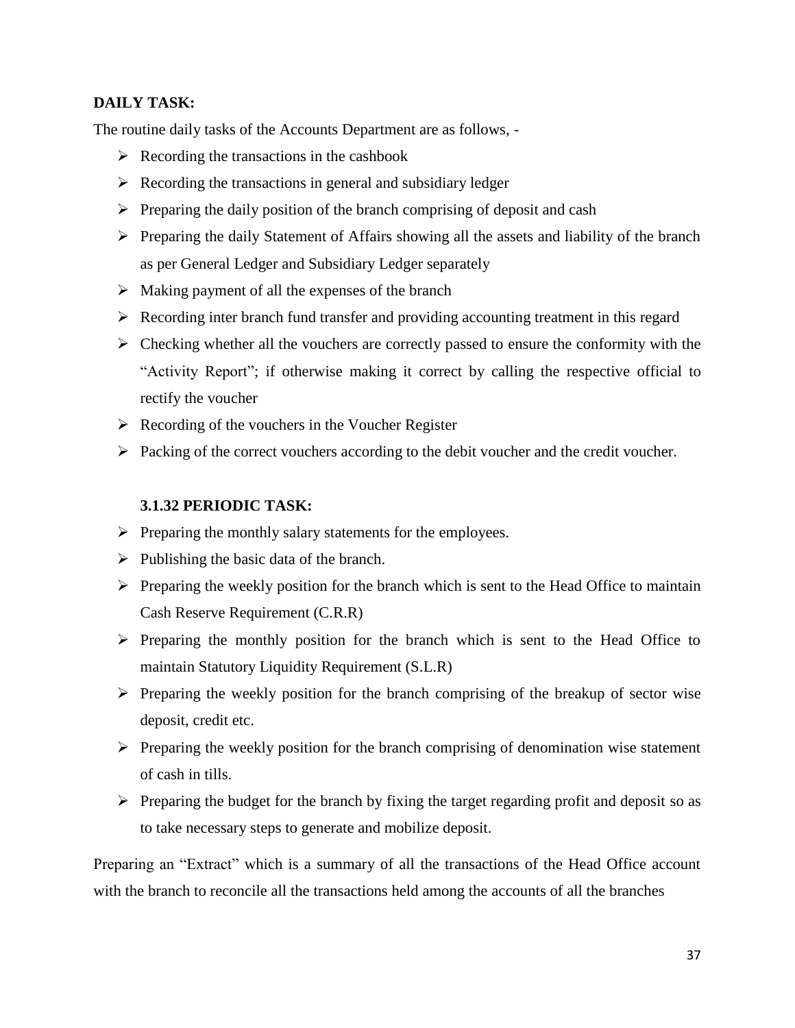**DAILY TASK:**

The routine daily tasks of the Accounts Department are as follows, -

- Recording the transactions in the cashbook
- Recording the transactions in general and subsidiary ledger
- Preparing the daily position of the branch comprising of deposit and cash
- Preparing the daily Statement of Affairs showing all the assets and liability of the branch as per General Ledger and Subsidiary Ledger separately
- Making payment of all the expenses of the branch
- Recording inter branch fund transfer and providing accounting treatment in this regard
- Checking whether all the vouchers are correctly passed to ensure the conformity with the "Activity Report"; if otherwise making it correct by calling the respective official to rectify the voucher
- Recording of the vouchers in the Voucher Register
- Packing of the correct vouchers according to the debit voucher and the credit voucher.

**3.1.32 PERIODIC TASK:**

- Preparing the monthly salary statements for the employees.
- Publishing the basic data of the branch.
- Preparing the weekly position for the branch which is sent to the Head Office to maintain Cash Reserve Requirement (C.R.R)
- Preparing the monthly position for the branch which is sent to the Head Office to maintain Statutory Liquidity Requirement (S.L.R)
- Preparing the weekly position for the branch comprising of the breakup of sector wise deposit, credit etc.
- Preparing the weekly position for the branch comprising of denomination wise statement of cash in tills.
- Preparing the budget for the branch by fixing the target regarding profit and deposit so as to take necessary steps to generate and mobilize deposit.

Preparing an "Extract" which is a summary of all the transactions of the Head Office account with the branch to reconcile all the transactions held among the accounts of all the branches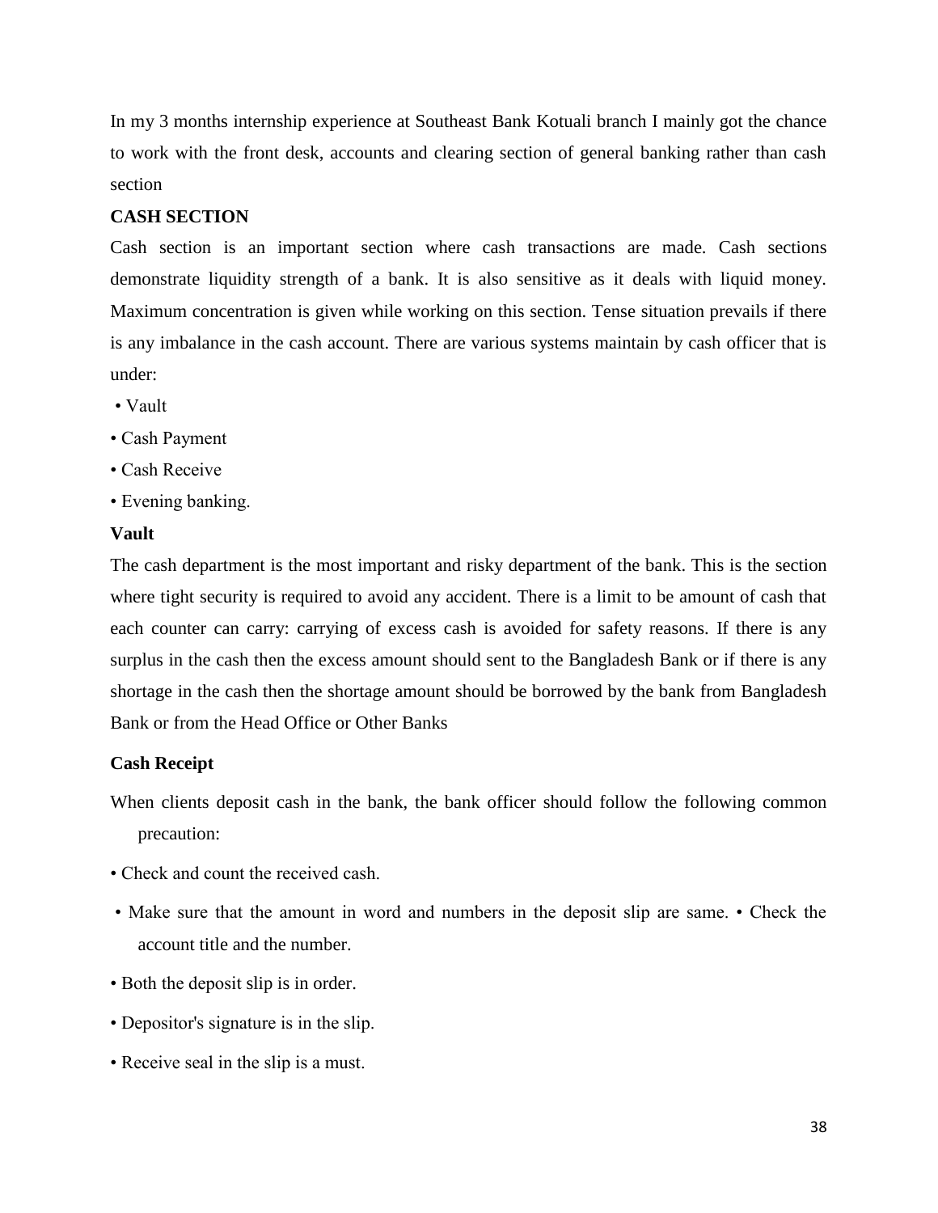In my 3 months internship experience at Southeast Bank Kotuali branch I mainly got the chance to work with the front desk, accounts and clearing section of general banking rather than cash section

**CASH SECTION**

Cash section is an important section where cash transactions are made. Cash sections demonstrate liquidity strength of a bank. It is also sensitive as it deals with liquid money. Maximum concentration is given while working on this section. Tense situation prevails if there is any imbalance in the cash account. There are various systems maintain by cash officer that is under:

- Vault
- Cash Payment
- Cash Receive
- Evening banking.

**Vault**

The cash department is the most important and risky department of the bank. This is the section where tight security is required to avoid any accident. There is a limit to be amount of cash that each counter can carry: carrying of excess cash is avoided for safety reasons. If there is any surplus in the cash then the excess amount should sent to the Bangladesh Bank or if there is any shortage in the cash then the shortage amount should be borrowed by the bank from Bangladesh Bank or from the Head Office or Other Banks

**Cash Receipt**

When clients deposit cash in the bank, the bank officer should follow the following common precaution:

- Check and count the received cash.
- Make sure that the amount in word and numbers in the deposit slip are same. • Check the account title and the number.
- Both the deposit slip is in order.
- Depositor's signature is in the slip.
- Receive seal in the slip is a must.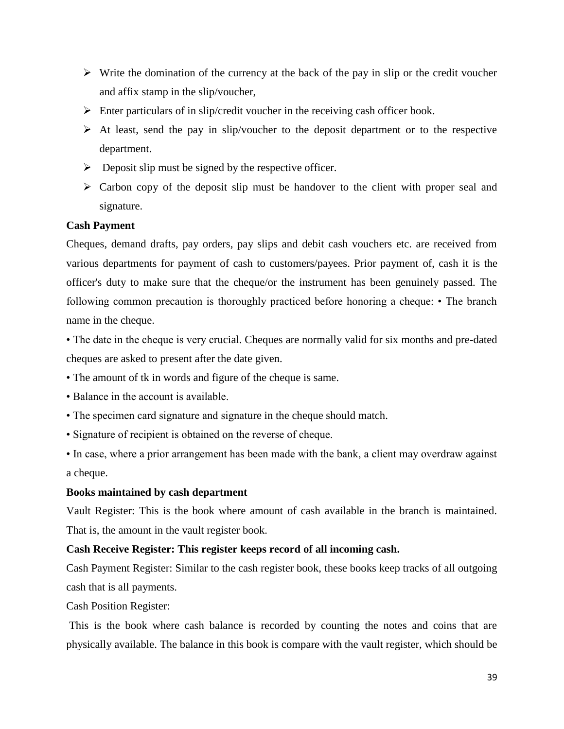- Write the domination of the currency at the back of the pay in slip or the credit voucher and affix stamp in the slip/voucher,
- Enter particulars of in slip/credit voucher in the receiving cash officer book.
- At least, send the pay in slip/voucher to the deposit department or to the respective department.
- Deposit slip must be signed by the respective officer.
- Carbon copy of the deposit slip must be handover to the client with proper seal and signature.

**Cash Payment**

Cheques, demand drafts, pay orders, pay slips and debit cash vouchers etc. are received from various departments for payment of cash to customers/payees. Prior payment of, cash it is the officer's duty to make sure that the cheque/or the instrument has been genuinely passed. The following common precaution is thoroughly practiced before honoring a cheque: • The branch name in the cheque.

• The date in the cheque is very crucial. Cheques are normally valid for six months and pre-dated cheques are asked to present after the date given.

• The amount of tk in words and figure of the cheque is same.

• Balance in the account is available.

• The specimen card signature and signature in the cheque should match.

• Signature of recipient is obtained on the reverse of cheque.

• In case, where a prior arrangement has been made with the bank, a client may overdraw against a cheque.

**Books maintained by cash department**

Vault Register: This is the book where amount of cash available in the branch is maintained. That is, the amount in the vault register book.

**Cash Receive Register: This register keeps record of all incoming cash.**

Cash Payment Register: Similar to the cash register book, these books keep tracks of all outgoing cash that is all payments.

Cash Position Register:

This is the book where cash balance is recorded by counting the notes and coins that are physically available. The balance in this book is compare with the vault register, which should be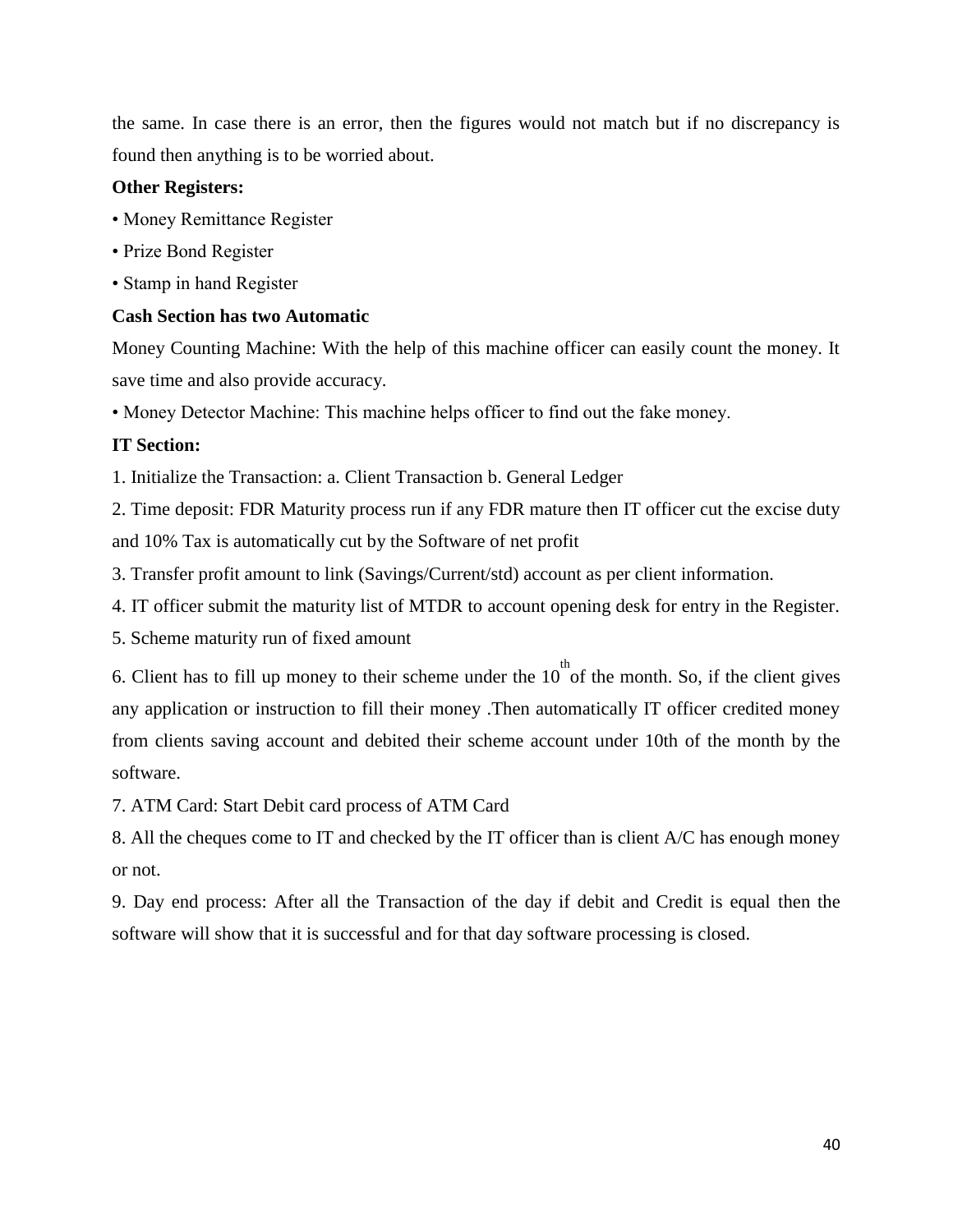the same. In case there is an error, then the figures would not match but if no discrepancy is found then anything is to be worried about.

**Other Registers:**

- Money Remittance Register
- Prize Bond Register
- Stamp in hand Register

**Cash Section has two Automatic**

Money Counting Machine: With the help of this machine officer can easily count the money. It save time and also provide accuracy.

- Money Detector Machine: This machine helps officer to find out the fake money.

**IT Section:**

1. Initialize the Transaction: a. Client Transaction b. General Ledger
2. Time deposit: FDR Maturity process run if any FDR mature then IT officer cut the excise duty and 10% Tax is automatically cut by the Software of net profit
3. Transfer profit amount to link (Savings/Current/std) account as per client information.
4. IT officer submit the maturity list of MTDR to account opening desk for entry in the Register.
5. Scheme maturity run of fixed amount
6. Client has to fill up money to their scheme under the 10th of the month. So, if the client gives any application or instruction to fill their money .Then automatically IT officer credited money from clients saving account and debited their scheme account under 10th of the month by the software.
7. ATM Card: Start Debit card process of ATM Card
8. All the cheques come to IT and checked by the IT officer than is client A/C has enough money or not.
9. Day end process: After all the Transaction of the day if debit and Credit is equal then the software will show that it is successful and for that day software processing is closed.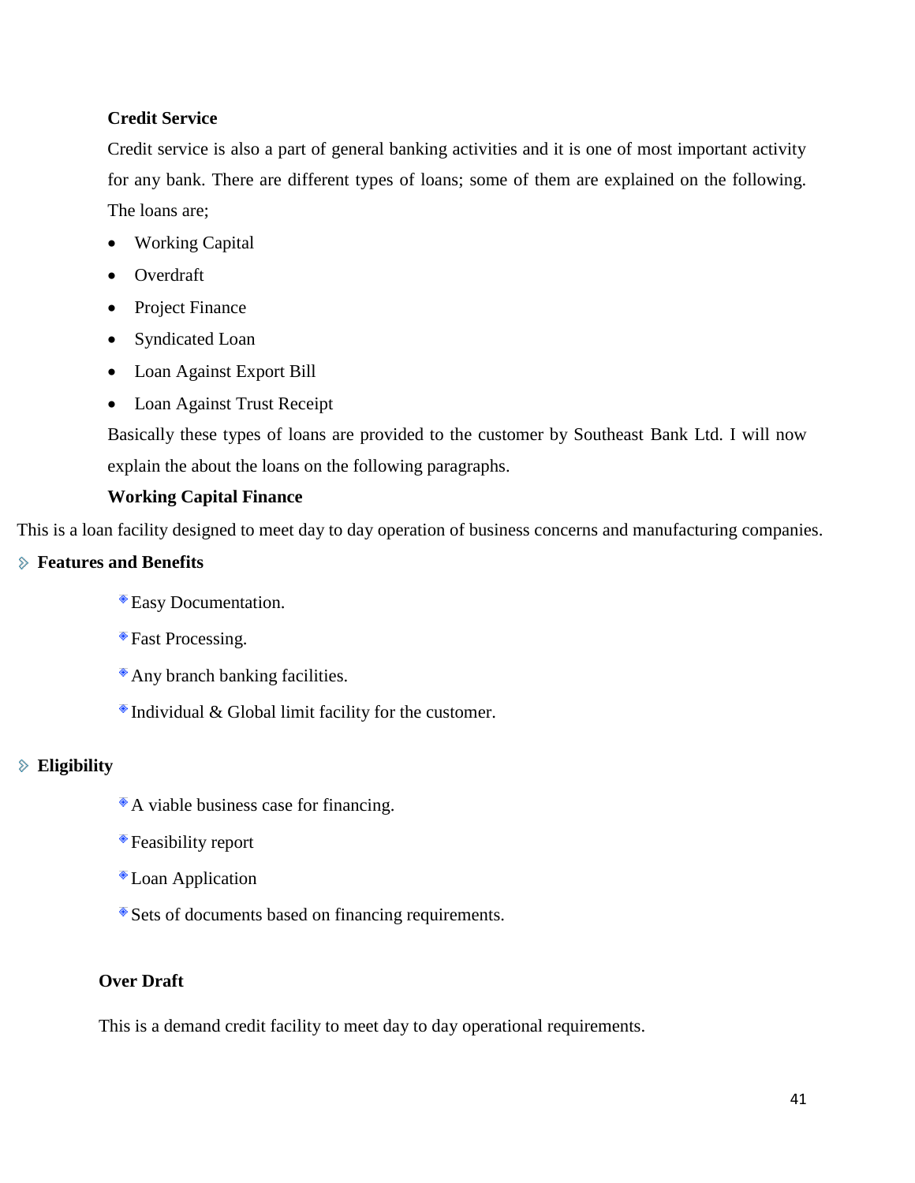### Credit Service

Credit service is also a part of general banking activities and it is one of most important activity for any bank. There are different types of loans; some of them are explained on the following. The loans are;

- Working Capital
- Overdraft
- Project Finance
- Syndicated Loan
- Loan Against Export Bill
- Loan Against Trust Receipt

Basically these types of loans are provided to the customer by Southeast Bank Ltd. I will now explain the about the loans on the following paragraphs.

### Working Capital Finance

This is a loan facility designed to meet day to day operation of business concerns and manufacturing companies.

- **Features and Benefits**
  - Easy Documentation.
  - Fast Processing.
  - Any branch banking facilities.
  - Individual & Global limit facility for the customer.

- **Eligibility**
  - A viable business case for financing.
  - Feasibility report
  - Loan Application
  - Sets of documents based on financing requirements.

### Over Draft

This is a demand credit facility to meet day to day operational requirements.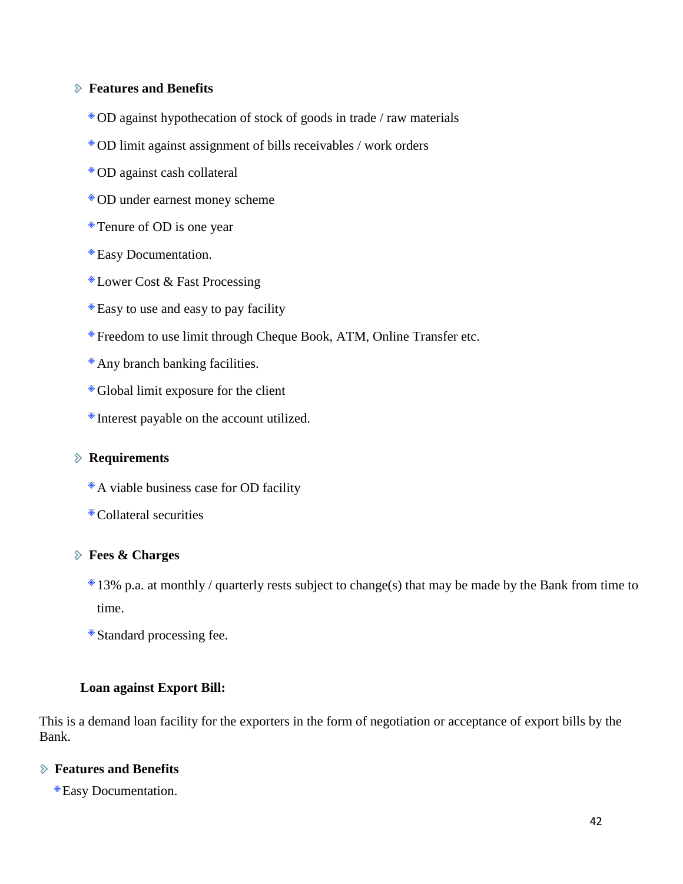### Features and Benefits

- OD against hypothecation of stock of goods in trade / raw materials
- OD limit against assignment of bills receivables / work orders
- OD against cash collateral
- OD under earnest money scheme
- Tenure of OD is one year
- Easy Documentation.
- Lower Cost & Fast Processing
- Easy to use and easy to pay facility
- Freedom to use limit through Cheque Book, ATM, Online Transfer etc.
- Any branch banking facilities.
- Global limit exposure for the client
- Interest payable on the account utilized.

### Requirements

- A viable business case for OD facility
- Collateral securities

### Fees & Charges

- 13% p.a. at monthly / quarterly rests subject to change(s) that may be made by the Bank from time to time.
- Standard processing fee.

**Loan against Export Bill:**

This is a demand loan facility for the exporters in the form of negotiation or acceptance of export bills by the Bank.

### Features and Benefits

- Easy Documentation.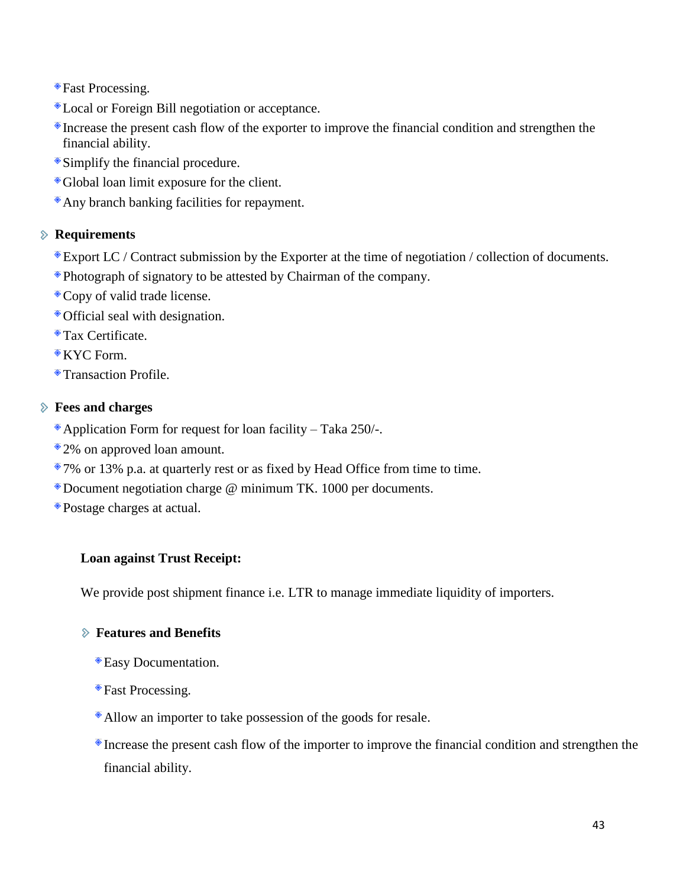- Fast Processing.
- Local or Foreign Bill negotiation or acceptance.
- Increase the present cash flow of the exporter to improve the financial condition and strengthen the financial ability.
- Simplify the financial procedure.
- Global loan limit exposure for the client.
- Any branch banking facilities for repayment.

### Requirements

- Export LC / Contract submission by the Exporter at the time of negotiation / collection of documents.
- Photograph of signatory to be attested by Chairman of the company.
- Copy of valid trade license.
- Official seal with designation.
- Tax Certificate.
- KYC Form.
- Transaction Profile.

### Fees and charges

- Application Form for request for loan facility – Taka 250/-.
- 2% on approved loan amount.
- 7% or 13% p.a. at quarterly rest or as fixed by Head Office from time to time.
- Document negotiation charge @ minimum TK. 1000 per documents.
- Postage charges at actual.

**Loan against Trust Receipt:**

We provide post shipment finance i.e. LTR to manage immediate liquidity of importers.

### Features and Benefits

- Easy Documentation.
- Fast Processing.
- Allow an importer to take possession of the goods for resale.
- Increase the present cash flow of the importer to improve the financial condition and strengthen the financial ability.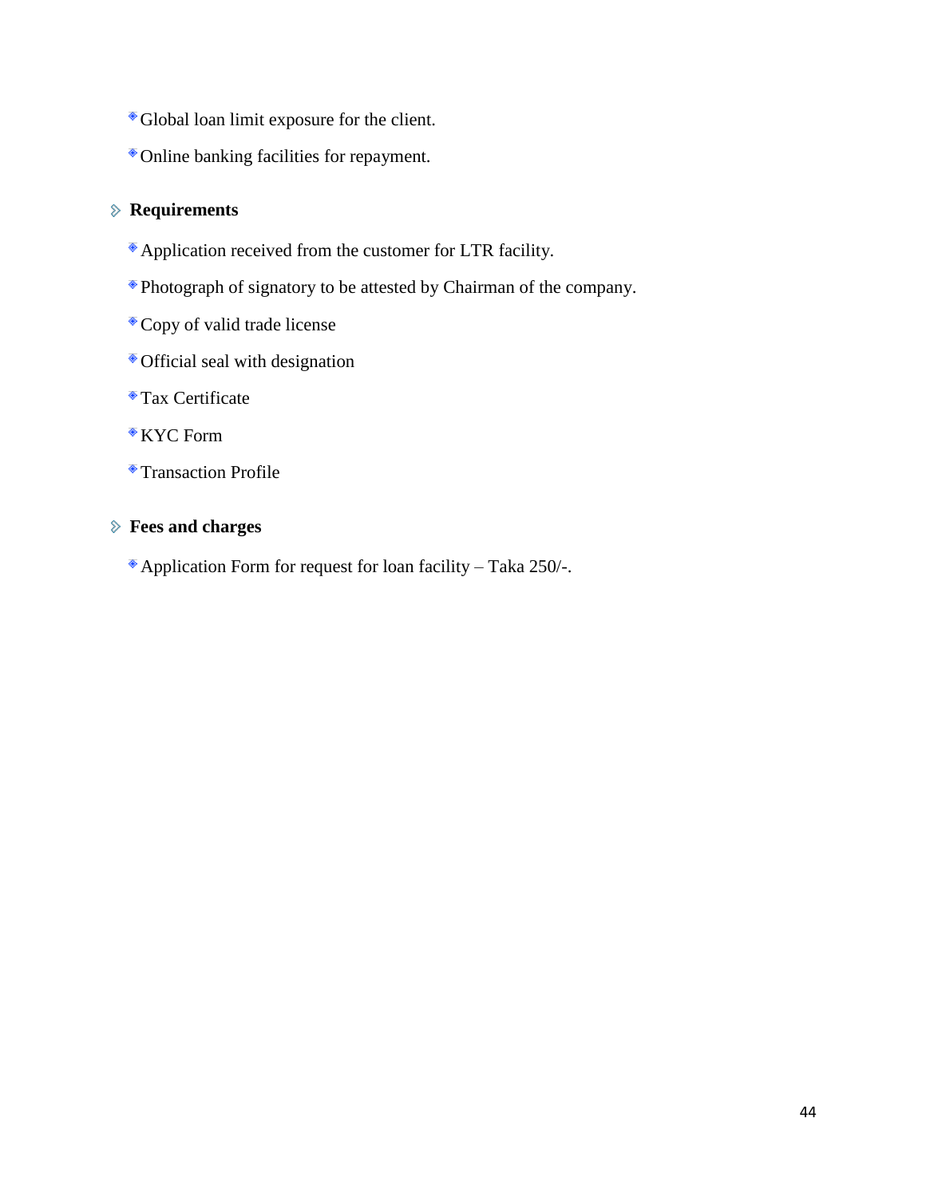- Global loan limit exposure for the client.
- Online banking facilities for repayment.

### Requirements

- Application received from the customer for LTR facility.
- Photograph of signatory to be attested by Chairman of the company.
- Copy of valid trade license
- Official seal with designation
- Tax Certificate
- KYC Form
- Transaction Profile

### Fees and charges

- Application Form for request for loan facility – Taka 250/-.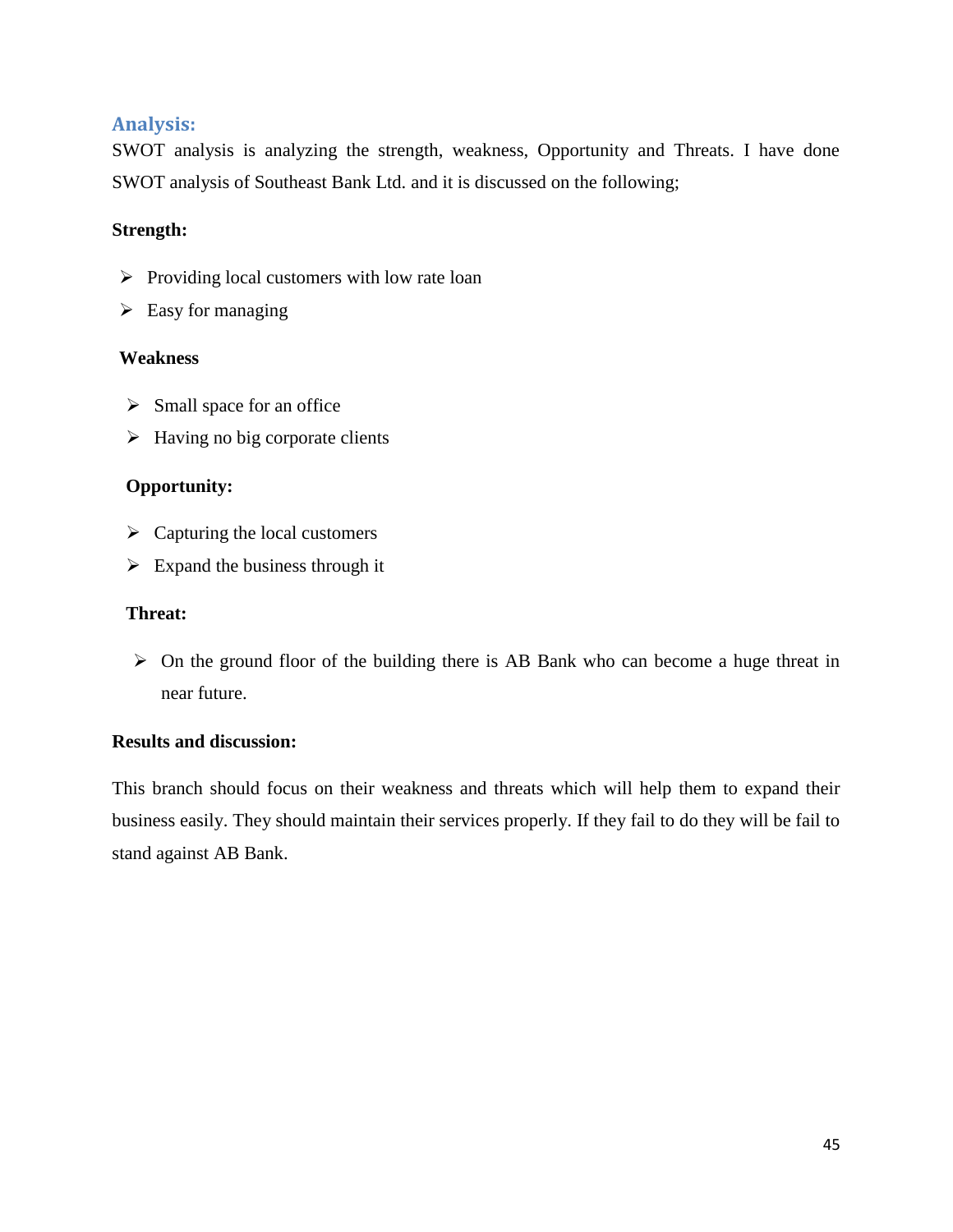## Analysis:

SWOT analysis is analyzing the strength, weakness, Opportunity and Threats. I have done SWOT analysis of Southeast Bank Ltd. and it is discussed on the following;

**Strength:**

- Providing local customers with low rate loan
- Easy for managing

**Weakness**

- Small space for an office
- Having no big corporate clients

**Opportunity:**

- Capturing the local customers
- Expand the business through it

**Threat:**

- On the ground floor of the building there is AB Bank who can become a huge threat in near future.

**Results and discussion:**

This branch should focus on their weakness and threats which will help them to expand their business easily. They should maintain their services properly. If they fail to do they will be fail to stand against AB Bank.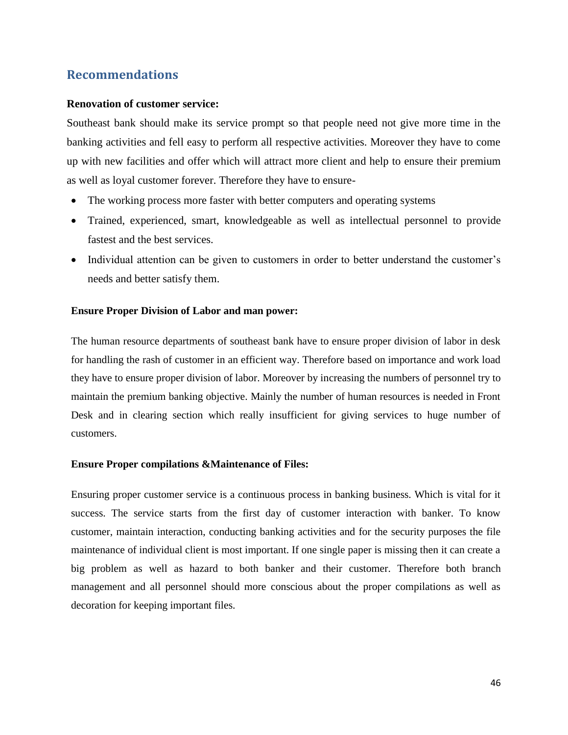## Recommendations

**Renovation of customer service:**

Southeast bank should make its service prompt so that people need not give more time in the banking activities and fell easy to perform all respective activities. Moreover they have to come up with new facilities and offer which will attract more client and help to ensure their premium as well as loyal customer forever. Therefore they have to ensure-

- The working process more faster with better computers and operating systems
- Trained, experienced, smart, knowledgeable as well as intellectual personnel to provide fastest and the best services.
- Individual attention can be given to customers in order to better understand the customer's needs and better satisfy them.

**Ensure Proper Division of Labor and man power:**

The human resource departments of southeast bank have to ensure proper division of labor in desk for handling the rash of customer in an efficient way. Therefore based on importance and work load they have to ensure proper division of labor. Moreover by increasing the numbers of personnel try to maintain the premium banking objective. Mainly the number of human resources is needed in Front Desk and in clearing section which really insufficient for giving services to huge number of customers.

**Ensure Proper compilations &Maintenance of Files:**

Ensuring proper customer service is a continuous process in banking business. Which is vital for it success. The service starts from the first day of customer interaction with banker. To know customer, maintain interaction, conducting banking activities and for the security purposes the file maintenance of individual client is most important. If one single paper is missing then it can create a big problem as well as hazard to both banker and their customer. Therefore both branch management and all personnel should more conscious about the proper compilations as well as decoration for keeping important files.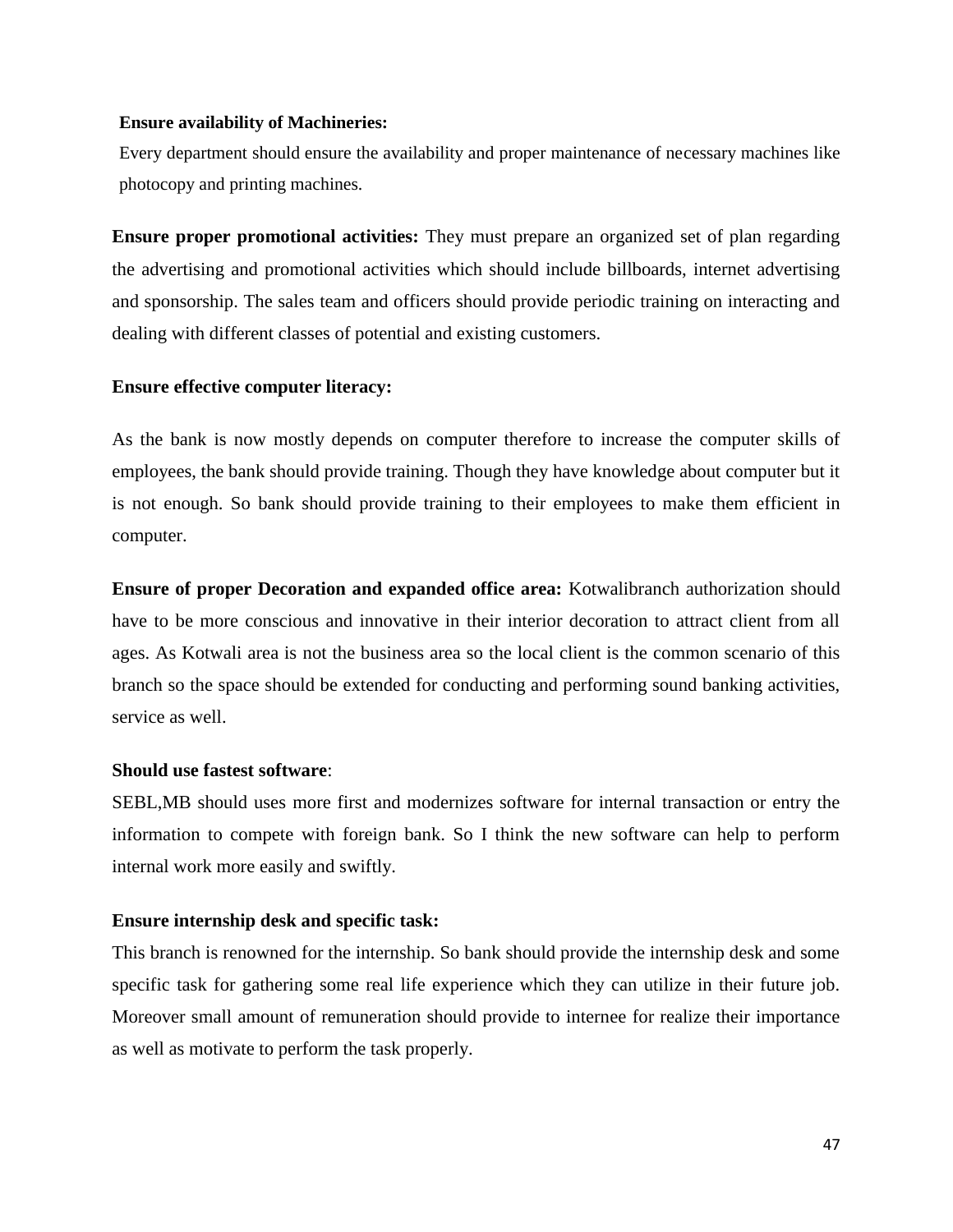**Ensure availability of Machineries:**

Every department should ensure the availability and proper maintenance of necessary machines like photocopy and printing machines.

**Ensure proper promotional activities:** They must prepare an organized set of plan regarding the advertising and promotional activities which should include billboards, internet advertising and sponsorship. The sales team and officers should provide periodic training on interacting and dealing with different classes of potential and existing customers.

**Ensure effective computer literacy:**

As the bank is now mostly depends on computer therefore to increase the computer skills of employees, the bank should provide training. Though they have knowledge about computer but it is not enough. So bank should provide training to their employees to make them efficient in computer.

**Ensure of proper Decoration and expanded office area:** Kotwalibranch authorization should have to be more conscious and innovative in their interior decoration to attract client from all ages. As Kotwali area is not the business area so the local client is the common scenario of this branch so the space should be extended for conducting and performing sound banking activities, service as well.

**Should use fastest software**:

SEBL,MB should uses more first and modernizes software for internal transaction or entry the information to compete with foreign bank. So I think the new software can help to perform internal work more easily and swiftly.

**Ensure internship desk and specific task:**

This branch is renowned for the internship. So bank should provide the internship desk and some specific task for gathering some real life experience which they can utilize in their future job. Moreover small amount of remuneration should provide to internee for realize their importance as well as motivate to perform the task properly.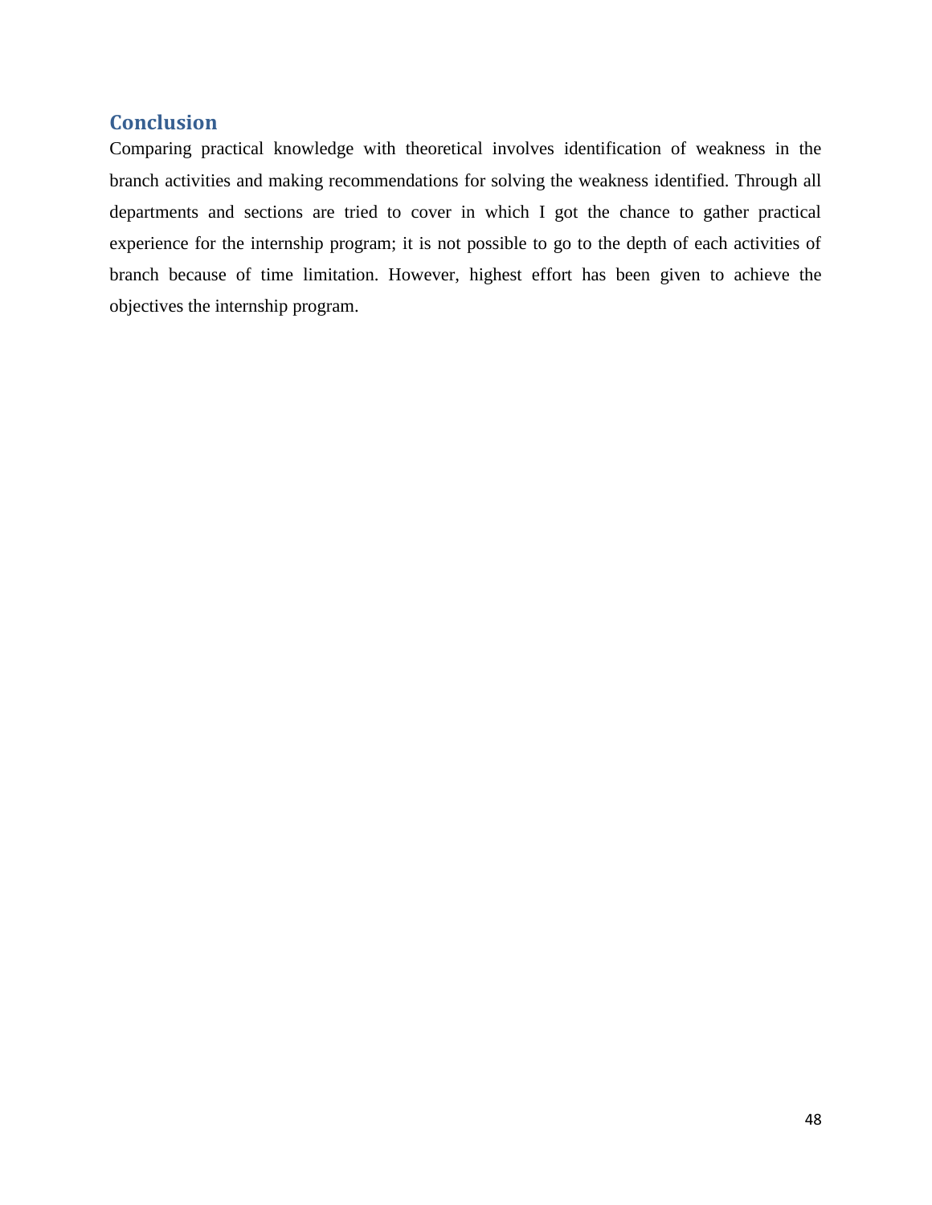## Conclusion

Comparing practical knowledge with theoretical involves identification of weakness in the branch activities and making recommendations for solving the weakness identified. Through all departments and sections are tried to cover in which I got the chance to gather practical experience for the internship program; it is not possible to go to the depth of each activities of branch because of time limitation. However, highest effort has been given to achieve the objectives the internship program.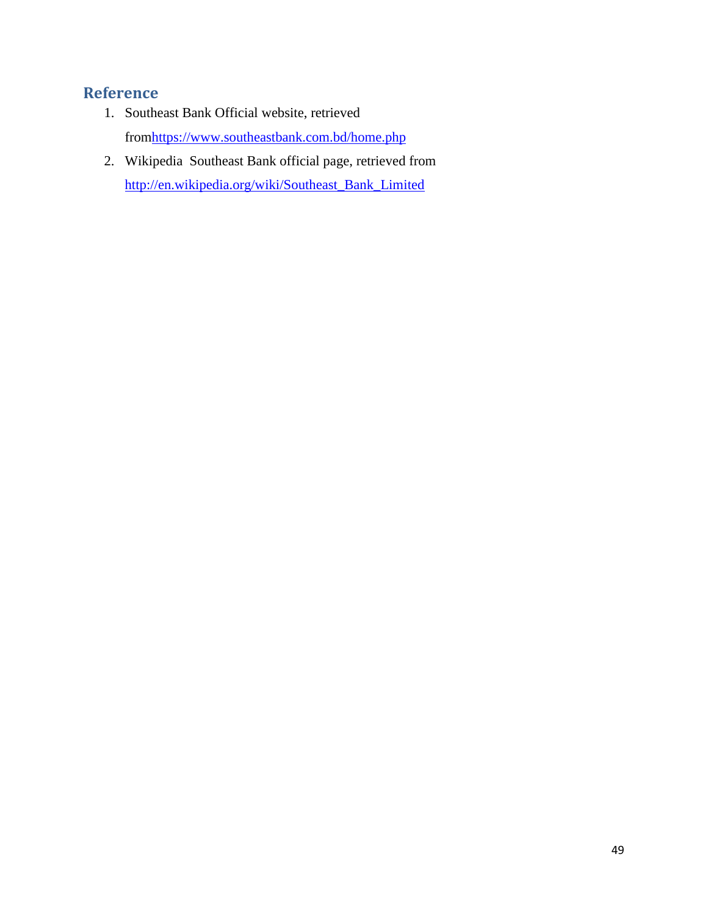## Reference

1. Southeast Bank Official website, retrieved fromhttps://www.southeastbank.com.bd/home.php
2. Wikipedia  Southeast Bank official page, retrieved from http://en.wikipedia.org/wiki/Southeast_Bank_Limited